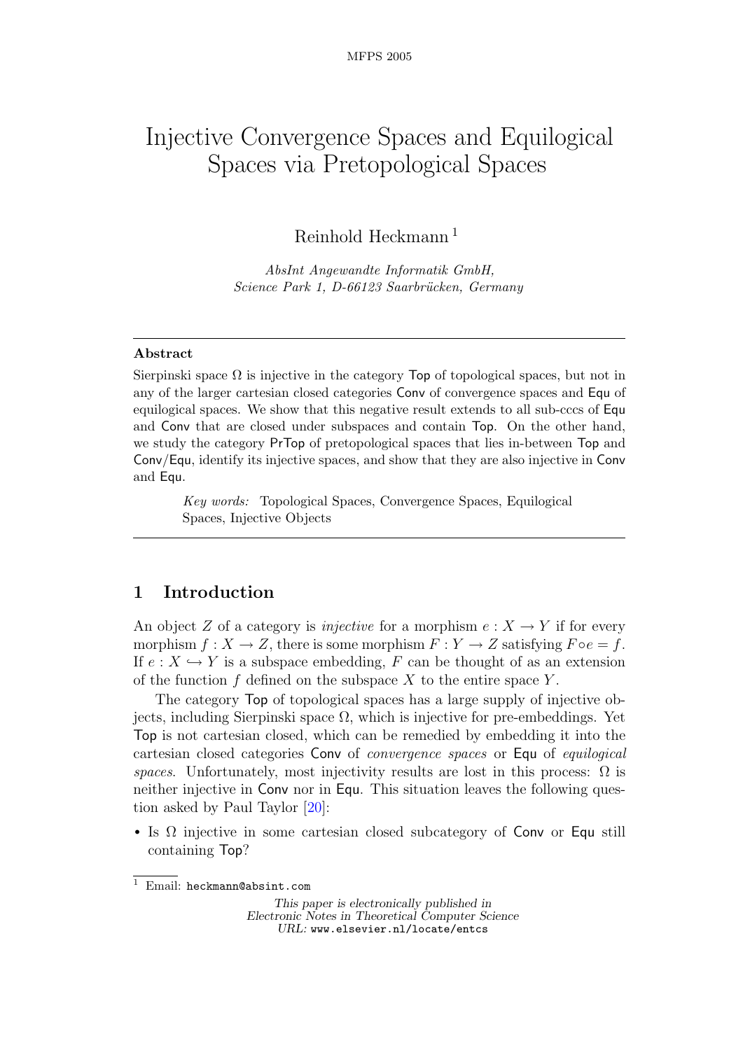# Injective Convergence Spaces and Equilogical Spaces via Pretopological Spaces

Reinhold Heckmann [1]

*AbsInt Angewandte Informatik GmbH,*
*Science Park 1, D-66123 Saarbrücken, Germany*

---

**Abstract**

Sierpinski space $\Omega$ is injective in the category Top of topological spaces, but not in any of the larger cartesian closed categories Conv of convergence spaces and Equ of equilogical spaces. We show that this negative result extends to all sub-cccs of Equ and Conv that are closed under subspaces and contain Top. On the other hand, we study the category PrTop of pretopological spaces that lies in-between Top and Conv/Equ, identify its injective spaces, and show that they are also injective in Conv and Equ.

*Key words:* Topological Spaces, Convergence Spaces, Equilogical Spaces, Injective Objects

---

## 1 Introduction

An object $Z$ of a category is *injective* for a morphism $e : X \to Y$ if for every morphism $f : X \to Z$, there is some morphism $F : Y \to Z$ satisfying $F \circ e = f$. If $e : X \hookrightarrow Y$ is a subspace embedding, $F$ can be thought of as an extension of the function $f$ defined on the subspace $X$ to the entire space $Y$.

The category Top of topological spaces has a large supply of injective objects, including Sierpinski space $\Omega$, which is injective for pre-embeddings. Yet Top is not cartesian closed, which can be remedied by embedding it into the cartesian closed categories Conv of *convergence spaces* or Equ of *equilogical spaces*. Unfortunately, most injectivity results are lost in this process: $\Omega$ is neither injective in Conv nor in Equ. This situation leaves the following question asked by Paul Taylor [20]:

- Is $\Omega$ injective in some cartesian closed subcategory of Conv or Equ still containing Top?

[1] Email: heckmann@absint.com

*This paper is electronically published in*
*Electronic Notes in Theoretical Computer Science*
*URL:* www.elsevier.nl/locate/entcs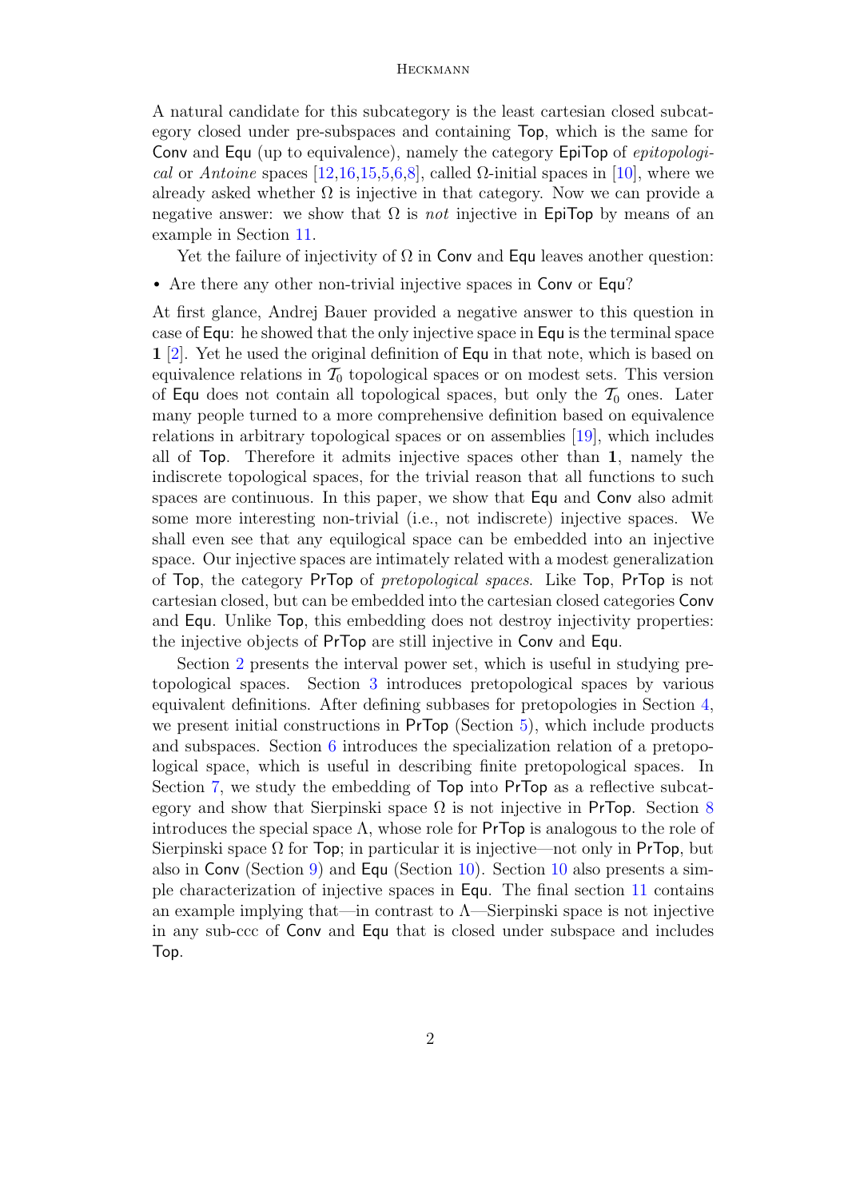A natural candidate for this subcategory is the least cartesian closed subcategory closed under pre-subspaces and containing Top, which is the same for Conv and Equ (up to equivalence), namely the category EpiTop of *epitopological* or *Antoine* spaces [12,16,15,5,6,8], called $\Omega$-initial spaces in [10], where we already asked whether $\Omega$ is injective in that category. Now we can provide a negative answer: we show that $\Omega$ is *not* injective in EpiTop by means of an example in Section 11.

Yet the failure of injectivity of $\Omega$ in Conv and Equ leaves another question:

- Are there any other non-trivial injective spaces in Conv or Equ?

At first glance, Andrej Bauer provided a negative answer to this question in case of Equ: he showed that the only injective space in Equ is the terminal space **1** [2]. Yet he used the original definition of Equ in that note, which is based on equivalence relations in $\mathcal{T}_0$ topological spaces or on modest sets. This version of Equ does not contain all topological spaces, but only the $\mathcal{T}_0$ ones. Later many people turned to a more comprehensive definition based on equivalence relations in arbitrary topological spaces or on assemblies [19], which includes all of Top. Therefore it admits injective spaces other than **1**, namely the indiscrete topological spaces, for the trivial reason that all functions to such spaces are continuous. In this paper, we show that Equ and Conv also admit some more interesting non-trivial (i.e., not indiscrete) injective spaces. We shall even see that any equilogical space can be embedded into an injective space. Our injective spaces are intimately related with a modest generalization of Top, the category PrTop of *pretopological spaces*. Like Top, PrTop is not cartesian closed, but can be embedded into the cartesian closed categories Conv and Equ. Unlike Top, this embedding does not destroy injectivity properties: the injective objects of PrTop are still injective in Conv and Equ.

Section 2 presents the interval power set, which is useful in studying pretopological spaces. Section 3 introduces pretopological spaces by various equivalent definitions. After defining subbases for pretopologies in Section 4, we present initial constructions in PrTop (Section 5), which include products and subspaces. Section 6 introduces the specialization relation of a pretopological space, which is useful in describing finite pretopological spaces. In Section 7, we study the embedding of Top into PrTop as a reflective subcategory and show that Sierpinski space $\Omega$ is not injective in PrTop. Section 8 introduces the special space $\Lambda$, whose role for PrTop is analogous to the role of Sierpinski space $\Omega$ for Top; in particular it is injective—not only in PrTop, but also in Conv (Section 9) and Equ (Section 10). Section 10 also presents a simple characterization of injective spaces in Equ. The final section 11 contains an example implying that—in contrast to $\Lambda$—Sierpinski space is not injective in any sub-ccc of Conv and Equ that is closed under subspace and includes Top.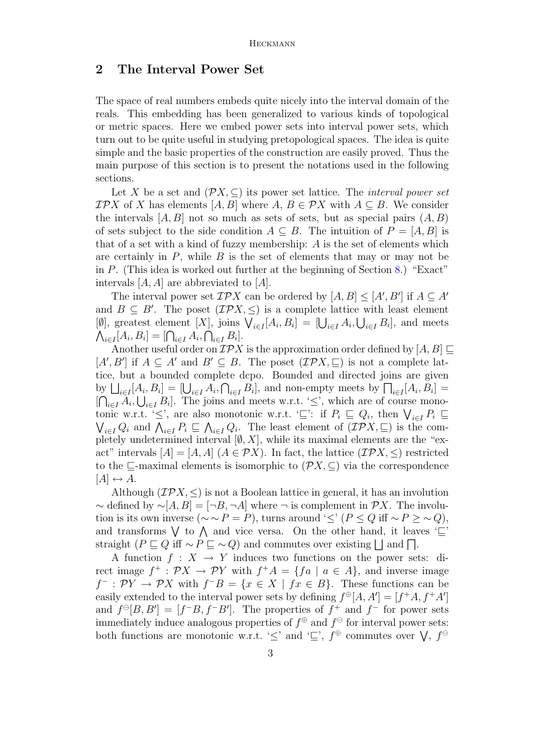## 2 The Interval Power Set

The space of real numbers embeds quite nicely into the interval domain of the reals. This embedding has been generalized to various kinds of topological or metric spaces. Here we embed power sets into interval power sets, which turn out to be quite useful in studying pretopological spaces. The idea is quite simple and the basic properties of the construction are easily proved. Thus the main purpose of this section is to present the notations used in the following sections.

Let $X$ be a set and $(\mathcal{P}X, \subseteq)$ its power set lattice. The *interval power set* $\mathcal{IP}X$ of $X$ has elements $[A, B]$ where $A$, $B \in \mathcal{P}X$ with $A \subseteq B$. We consider the intervals $[A, B]$ not so much as sets of sets, but as special pairs $(A, B)$ of sets subject to the side condition $A \subseteq B$. The intuition of $P = [A, B]$ is that of a set with a kind of fuzzy membership: $A$ is the set of elements which are certainly in $P$, while $B$ is the set of elements that may or may not be in $P$. (This idea is worked out further at the beginning of Section 8.) "Exact" intervals $[A, A]$ are abbreviated to $[A]$.

The interval power set $\mathcal{IP}X$ can be ordered by $[A, B] \le [A', B']$ if $A \subseteq A'$ and $B \subseteq B'$. The poset $(\mathcal{IP}X, \le)$ is a complete lattice with least element $[\emptyset]$, greatest element $[X]$, joins $\bigvee_{i\in I}[A_i, B_i] = [\bigcup_{i\in I} A_i, \bigcup_{i\in I} B_i]$, and meets $\bigwedge_{i\in I}[A_i, B_i] = [\bigcap_{i\in I} A_i, \bigcap_{i\in I} B_i]$.

Another useful order on $\mathcal{IP}X$ is the approximation order defined by $[A, B] \sqsubseteq [A', B']$ if $A \subseteq A'$ and $B' \subseteq B$. The poset $(\mathcal{IP}X, \sqsubseteq)$ is not a complete lattice, but a bounded complete dcpo. Bounded and directed joins are given by $\bigsqcup_{i\in I}[A_i, B_i] = [\bigcup_{i\in I} A_i, \bigcap_{i\in I} B_i]$, and non-empty meets by $\bigsqcap_{i\in I}[A_i, B_i] = [\bigcap_{i\in I} A_i, \bigcup_{i\in I} B_i]$. The joins and meets w.r.t. '$\le$', which are of course monotonic w.r.t. '$\le$', are also monotonic w.r.t. '$\sqsubseteq$': if $P_i \sqsubseteq Q_i$, then $\bigvee_{i\in I} P_i \sqsubseteq \bigvee_{i\in I} Q_i$ and $\bigwedge_{i\in I} P_i \sqsubseteq \bigwedge_{i\in I} Q_i$. The least element of $(\mathcal{IP}X, \sqsubseteq)$ is the completely undetermined interval $[\emptyset, X]$, while its maximal elements are the "exact" intervals $[A] = [A, A]$ $(A \in \mathcal{P}X)$. In fact, the lattice $(\mathcal{IP}X, \le)$ restricted to the $\sqsubseteq$-maximal elements is isomorphic to $(\mathcal{P}X, \subseteq)$ via the correspondence $[A] \leftrightarrow A$.

Although $(\mathcal{IP}X, \le)$ is not a Boolean lattice in general, it has an involution $\sim$ defined by $\sim[A, B] = [\neg B, \neg A]$ where $\neg$ is complement in $\mathcal{P}X$. The involution is its own inverse $(\sim\sim P = P)$, turns around '$\le$' ($P \le Q$ iff $\sim P \ge \sim Q$), and transforms $\bigvee$ to $\bigwedge$ and vice versa. On the other hand, it leaves '$\sqsubseteq$' straight ($P \sqsubseteq Q$ iff $\sim P \sqsubseteq \sim Q$) and commutes over existing $\bigsqcup$ and $\bigsqcap$.

A function $f : X \to Y$ induces two functions on the power sets: direct image $f^+ : \mathcal{P}X \to \mathcal{P}Y$ with $f^+A = \{fa \mid a \in A\}$, and inverse image $f^- : \mathcal{P}Y \to \mathcal{P}X$ with $f^-B = \{x \in X \mid fx \in B\}$. These functions can be easily extended to the interval power sets by defining $f^{\oplus}[A, A'] = [f^+A, f^+A']$ and $f^{\ominus}[B, B'] = [f^-B, f^-B']$. The properties of $f^+$ and $f^-$ for power sets immediately induce analogous properties of $f^{\oplus}$ and $f^{\ominus}$ for interval power sets: both functions are monotonic w.r.t. '$\le$' and '$\sqsubseteq$', $f^{\oplus}$ commutes over $\bigvee$, $f^{\ominus}$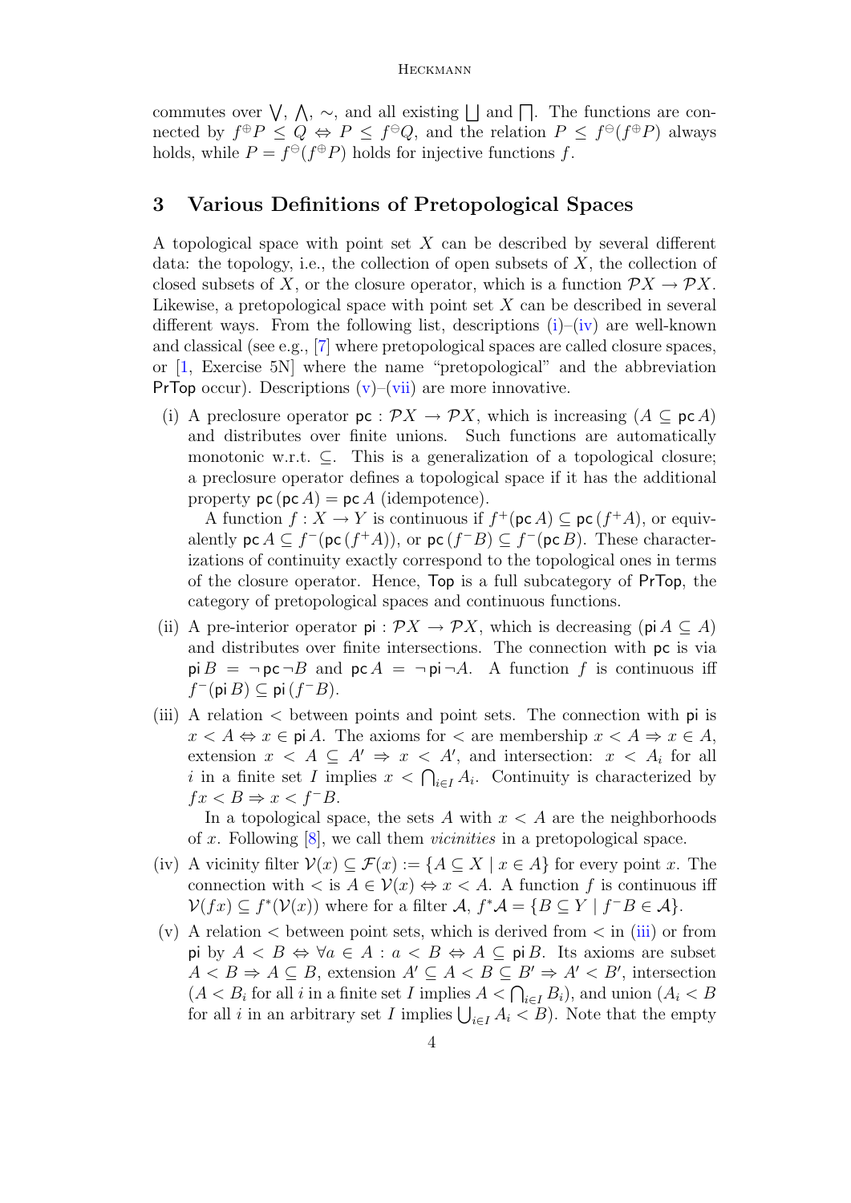commutes over $\bigvee$, $\bigwedge$, $\sim$, and all existing $\bigsqcup$ and $\bigsqcap$. The functions are connected by $f^{\oplus}P \leq Q \Leftrightarrow P \leq f^{\ominus}Q$, and the relation $P \leq f^{\ominus}(f^{\oplus}P)$ always holds, while $P = f^{\ominus}(f^{\oplus}P)$ holds for injective functions $f$.

## 3 Various Definitions of Pretopological Spaces

A topological space with point set $X$ can be described by several different data: the topology, i.e., the collection of open subsets of $X$, the collection of closed subsets of $X$, or the closure operator, which is a function $\mathcal{P}X \to \mathcal{P}X$. Likewise, a pretopological space with point set $X$ can be described in several different ways. From the following list, descriptions (i)–(iv) are well-known and classical (see e.g., [7] where pretopological spaces are called closure spaces, or [1, Exercise 5N] where the name "pretopological" and the abbreviation $\mathsf{PrTop}$ occur). Descriptions (v)–(vii) are more innovative.

(i) A preclosure operator $\mathsf{pc} : \mathcal{P}X \to \mathcal{P}X$, which is increasing ($A \subseteq \mathsf{pc}\,A$) and distributes over finite unions. Such functions are automatically monotonic w.r.t. $\subseteq$. This is a generalization of a topological closure; a preclosure operator defines a topological space if it has the additional property $\mathsf{pc}\,(\mathsf{pc}\,A) = \mathsf{pc}\,A$ (idempotence).

   A function $f : X \to Y$ is continuous if $f^+(\mathsf{pc}\,A) \subseteq \mathsf{pc}\,(f^+A)$, or equivalently $\mathsf{pc}\,A \subseteq f^-(\mathsf{pc}\,(f^+A))$, or $\mathsf{pc}\,(f^-B) \subseteq f^-(\mathsf{pc}\,B)$. These characterizations of continuity exactly correspond to the topological ones in terms of the closure operator. Hence, $\mathsf{Top}$ is a full subcategory of $\mathsf{PrTop}$, the category of pretopological spaces and continuous functions.

(ii) A pre-interior operator $\mathsf{pi} : \mathcal{P}X \to \mathcal{P}X$, which is decreasing ($\mathsf{pi}\,A \subseteq A$) and distributes over finite intersections. The connection with $\mathsf{pc}$ is via $\mathsf{pi}\,B = \neg\,\mathsf{pc}\,\neg B$ and $\mathsf{pc}\,A = \neg\,\mathsf{pi}\,\neg A$. A function $f$ is continuous iff $f^-(\mathsf{pi}\,B) \subseteq \mathsf{pi}\,(f^-B)$.

(iii) A relation $<$ between points and point sets. The connection with $\mathsf{pi}$ is $x < A \Leftrightarrow x \in \mathsf{pi}\,A$. The axioms for $<$ are membership $x < A \Rightarrow x \in A$, extension $x < A \subseteq A' \Rightarrow x < A'$, and intersection: $x < A_i$ for all $i$ in a finite set $I$ implies $x < \bigcap_{i \in I} A_i$. Continuity is characterized by $fx < B \Rightarrow x < f^-B$.

   In a topological space, the sets $A$ with $x < A$ are the neighborhoods of $x$. Following [8], we call them *vicinities* in a pretopological space.

(iv) A vicinity filter $\mathcal{V}(x) \subseteq \mathcal{F}(x) := \{A \subseteq X \mid x \in A\}$ for every point $x$. The connection with $<$ is $A \in \mathcal{V}(x) \Leftrightarrow x < A$. A function $f$ is continuous iff $\mathcal{V}(fx) \subseteq f^*(\mathcal{V}(x))$ where for a filter $\mathcal{A}$, $f^*\mathcal{A} = \{B \subseteq Y \mid f^-B \in \mathcal{A}\}$.

(v) A relation $<$ between point sets, which is derived from $<$ in (iii) or from $\mathsf{pi}$ by $A < B \Leftrightarrow \forall a \in A : a < B \Leftrightarrow A \subseteq \mathsf{pi}\,B$. Its axioms are subset $A < B \Rightarrow A \subseteq B$, extension $A' \subseteq A < B \subseteq B' \Rightarrow A' < B'$, intersection ($A < B_i$ for all $i$ in a finite set $I$ implies $A < \bigcap_{i \in I} B_i$), and union ($A_i < B$ for all $i$ in an arbitrary set $I$ implies $\bigcup_{i \in I} A_i < B$). Note that the empty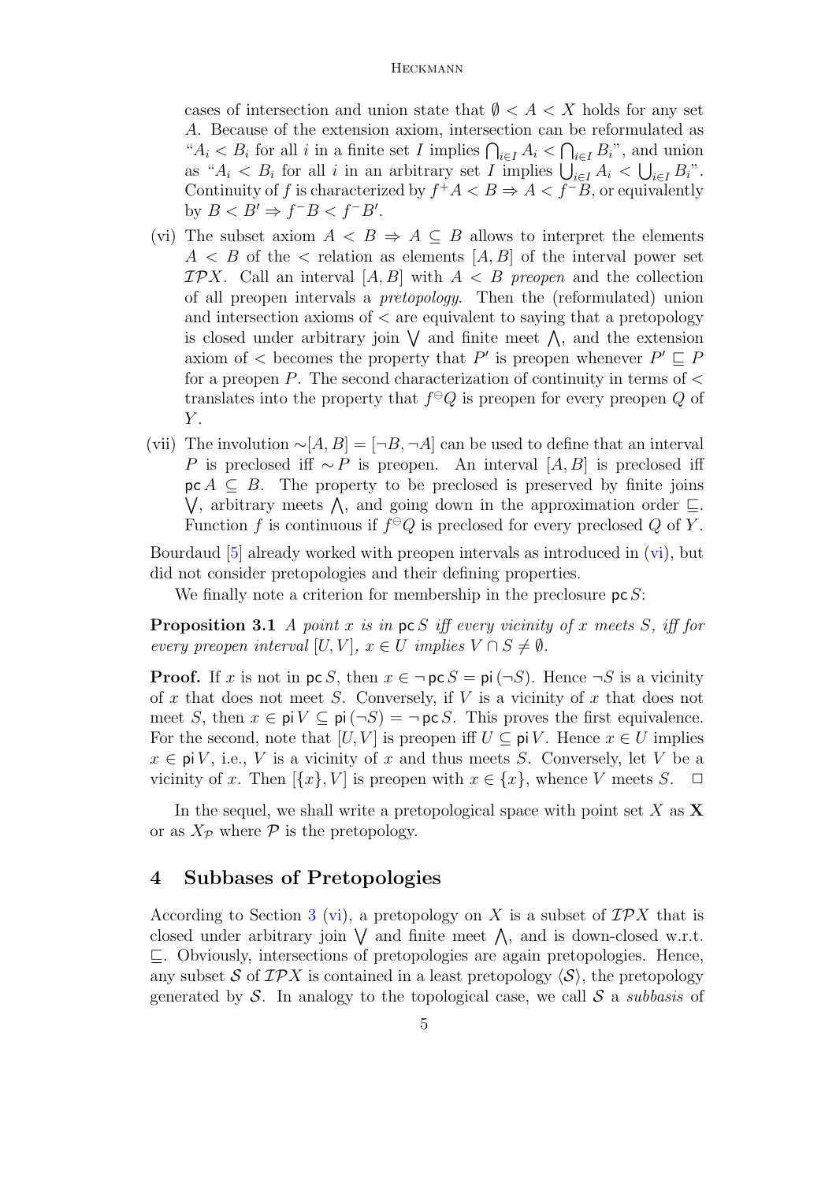cases of intersection and union state that $\emptyset < A < X$ holds for any set $A$. Because of the extension axiom, intersection can be reformulated as "$A_i < B_i$ for all $i$ in a finite set $I$ implies $\bigcap_{i \in I} A_i < \bigcap_{i \in I} B_i$", and union as "$A_i < B_i$ for all $i$ in an arbitrary set $I$ implies $\bigcup_{i \in I} A_i < \bigcup_{i \in I} B_i$". Continuity of $f$ is characterized by $f^+ A < B \Rightarrow A < f^- B$, or equivalently by $B < B' \Rightarrow f^- B < f^- B'$.

(vi) The subset axiom $A < B \Rightarrow A \subseteq B$ allows to interpret the elements $A < B$ of the $<$ relation as elements $[A, B]$ of the interval power set $\mathcal{IP}X$. Call an interval $[A, B]$ with $A < B$ *preopen* and the collection of all preopen intervals a *pretopology*. Then the (reformulated) union and intersection axioms of $<$ are equivalent to saying that a pretopology is closed under arbitrary join $\bigvee$ and finite meet $\bigwedge$, and the extension axiom of $<$ becomes the property that $P'$ is preopen whenever $P' \sqsubseteq P$ for a preopen $P$. The second characterization of continuity in terms of $<$ translates into the property that $f^{\ominus} Q$ is preopen for every preopen $Q$ of $Y$.

(vii) The involution $\sim[A, B] = [\neg B, \neg A]$ can be used to define that an interval $P$ is preclosed iff $\sim P$ is preopen. An interval $[A, B]$ is preclosed iff $\mathsf{pc}\, A \subseteq B$. The property to be preclosed is preserved by finite joins $\bigvee$, arbitrary meets $\bigwedge$, and going down in the approximation order $\sqsubseteq$. Function $f$ is continuous if $f^{\ominus} Q$ is preclosed for every preclosed $Q$ of $Y$.

Bourdaud [5] already worked with preopen intervals as introduced in (vi), but did not consider pretopologies and their defining properties.

We finally note a criterion for membership in the preclosure $\mathsf{pc}\, S$:

**Proposition 3.1** *A point $x$ is in $\mathsf{pc}\, S$ iff every vicinity of $x$ meets $S$, iff for every preopen interval $[U, V]$, $x \in U$ implies $V \cap S \neq \emptyset$.*

**Proof.** If $x$ is not in $\mathsf{pc}\, S$, then $x \in \neg\, \mathsf{pc}\, S = \mathsf{pi}\,(\neg S)$. Hence $\neg S$ is a vicinity of $x$ that does not meet $S$. Conversely, if $V$ is a vicinity of $x$ that does not meet $S$, then $x \in \mathsf{pi}\, V \subseteq \mathsf{pi}\,(\neg S) = \neg\, \mathsf{pc}\, S$. This proves the first equivalence. For the second, note that $[U, V]$ is preopen iff $U \subseteq \mathsf{pi}\, V$. Hence $x \in U$ implies $x \in \mathsf{pi}\, V$, i.e., $V$ is a vicinity of $x$ and thus meets $S$. Conversely, let $V$ be a vicinity of $x$. Then $[\{x\}, V]$ is preopen with $x \in \{x\}$, whence $V$ meets $S$. $\Box$

In the sequel, we shall write a pretopological space with point set $X$ as $\mathbf{X}$ or as $X_{\mathcal{P}}$ where $\mathcal{P}$ is the pretopology.

## 4 Subbases of Pretopologies

According to Section 3 (vi), a pretopology on $X$ is a subset of $\mathcal{IP}X$ that is closed under arbitrary join $\bigvee$ and finite meet $\bigwedge$, and is down-closed w.r.t. $\sqsubseteq$. Obviously, intersections of pretopologies are again pretopologies. Hence, any subset $\mathcal{S}$ of $\mathcal{IP}X$ is contained in a least pretopology $\langle \mathcal{S} \rangle$, the pretopology generated by $\mathcal{S}$. In analogy to the topological case, we call $\mathcal{S}$ a *subbasis* of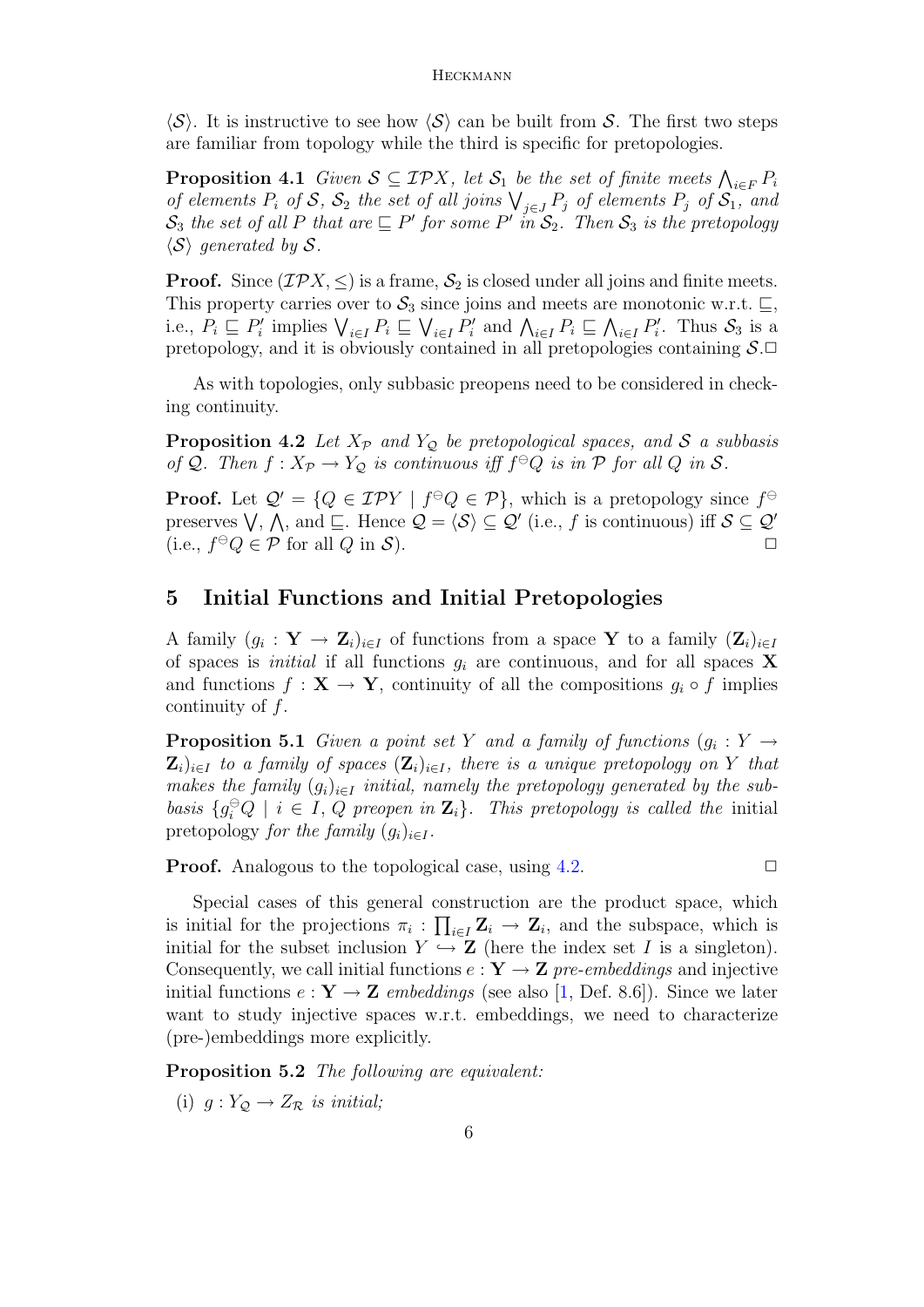$\langle \mathcal{S} \rangle$. It is instructive to see how $\langle \mathcal{S} \rangle$ can be built from $\mathcal{S}$. The first two steps are familiar from topology while the third is specific for pretopologies.

**Proposition 4.1** *Given $\mathcal{S} \subseteq \mathcal{IP}X$, let $\mathcal{S}_1$ be the set of finite meets $\bigwedge_{i \in F} P_i$ of elements $P_i$ of $\mathcal{S}$, $\mathcal{S}_2$ the set of all joins $\bigvee_{j \in J} P_j$ of elements $P_j$ of $\mathcal{S}_1$, and $\mathcal{S}_3$ the set of all $P$ that are $\sqsubseteq P'$ for some $P'$ in $\mathcal{S}_2$. Then $\mathcal{S}_3$ is the pretopology $\langle \mathcal{S} \rangle$ generated by $\mathcal{S}$.*

**Proof.** Since $(\mathcal{IP}X, \leq)$ is a frame, $\mathcal{S}_2$ is closed under all joins and finite meets. This property carries over to $\mathcal{S}_3$ since joins and meets are monotonic w.r.t. $\sqsubseteq$, i.e., $P_i \sqsubseteq P'_i$ implies $\bigvee_{i \in I} P_i \sqsubseteq \bigvee_{i \in I} P'_i$ and $\bigwedge_{i \in I} P_i \sqsubseteq \bigwedge_{i \in I} P'_i$. Thus $\mathcal{S}_3$ is a pretopology, and it is obviously contained in all pretopologies containing $\mathcal{S}$. $\square$

As with topologies, only subbasic preopens need to be considered in checking continuity.

**Proposition 4.2** *Let $X_\mathcal{P}$ and $Y_\mathcal{Q}$ be pretopological spaces, and $\mathcal{S}$ a subbasis of $\mathcal{Q}$. Then $f : X_\mathcal{P} \to Y_\mathcal{Q}$ is continuous iff $f^\ominus Q$ is in $\mathcal{P}$ for all $Q$ in $\mathcal{S}$.*

**Proof.** Let $\mathcal{Q}' = \{Q \in \mathcal{IP}Y \mid f^\ominus Q \in \mathcal{P}\}$, which is a pretopology since $f^\ominus$ preserves $\bigvee$, $\bigwedge$, and $\sqsubseteq$. Hence $\mathcal{Q} = \langle \mathcal{S} \rangle \subseteq \mathcal{Q}'$ (i.e., $f$ is continuous) iff $\mathcal{S} \subseteq \mathcal{Q}'$ (i.e., $f^\ominus Q \in \mathcal{P}$ for all $Q$ in $\mathcal{S}$). $\square$

## 5 Initial Functions and Initial Pretopologies

A family $(g_i : \mathbf{Y} \to \mathbf{Z}_i)_{i \in I}$ of functions from a space $\mathbf{Y}$ to a family $(\mathbf{Z}_i)_{i \in I}$ of spaces is *initial* if all functions $g_i$ are continuous, and for all spaces $\mathbf{X}$ and functions $f : \mathbf{X} \to \mathbf{Y}$, continuity of all the compositions $g_i \circ f$ implies continuity of $f$.

**Proposition 5.1** *Given a point set $Y$ and a family of functions $(g_i : Y \to \mathbf{Z}_i)_{i \in I}$ to a family of spaces $(\mathbf{Z}_i)_{i \in I}$, there is a unique pretopology on $Y$ that makes the family $(g_i)_{i \in I}$ initial, namely the pretopology generated by the subbasis $\{g_i^\ominus Q \mid i \in I,\, Q \text{ preopen in } \mathbf{Z}_i\}$. This pretopology is called the* initial pretopology *for the family $(g_i)_{i \in I}$.*

**Proof.** Analogous to the topological case, using 4.2. $\square$

Special cases of this general construction are the product space, which is initial for the projections $\pi_i : \prod_{i \in I} \mathbf{Z}_i \to \mathbf{Z}_i$, and the subspace, which is initial for the subset inclusion $Y \hookrightarrow \mathbf{Z}$ (here the index set $I$ is a singleton). Consequently, we call initial functions $e : \mathbf{Y} \to \mathbf{Z}$ *pre-embeddings* and injective initial functions $e : \mathbf{Y} \to \mathbf{Z}$ *embeddings* (see also [1, Def. 8.6]). Since we later want to study injective spaces w.r.t. embeddings, we need to characterize (pre-)embeddings more explicitly.

**Proposition 5.2** *The following are equivalent:*

(i) *$g : Y_\mathcal{Q} \to Z_\mathcal{R}$ is initial;*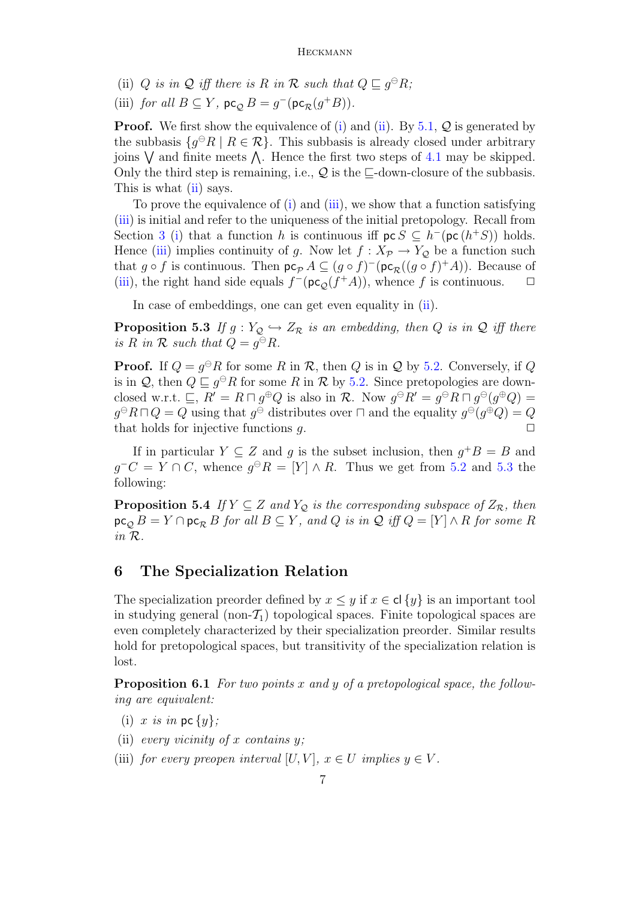(ii) *$Q$ is in $\mathcal{Q}$ iff there is $R$ in $\mathcal{R}$ such that $Q \sqsubseteq g^{\ominus}R$;*

(iii) *for all $B \subseteq Y$, $\mathsf{pc}_{\mathcal{Q}}\, B = g^{-}(\mathsf{pc}_{\mathcal{R}}(g^{+}B))$.*

**Proof.** We first show the equivalence of (i) and (ii). By 5.1, $\mathcal{Q}$ is generated by the subbasis $\{g^{\ominus}R \mid R \in \mathcal{R}\}$. This subbasis is already closed under arbitrary joins $\bigvee$ and finite meets $\bigwedge$. Hence the first two steps of 4.1 may be skipped. Only the third step is remaining, i.e., $\mathcal{Q}$ is the $\sqsubseteq$-down-closure of the subbasis. This is what (ii) says.

To prove the equivalence of (i) and (iii), we show that a function satisfying (iii) is initial and refer to the uniqueness of the initial pretopology. Recall from Section 3 (i) that a function $h$ is continuous iff $\mathsf{pc}\, S \subseteq h^{-}(\mathsf{pc}\,(h^{+}S))$ holds. Hence (iii) implies continuity of $g$. Now let $f : X_{\mathcal{P}} \to Y_{\mathcal{Q}}$ be a function such that $g \circ f$ is continuous. Then $\mathsf{pc}_{\mathcal{P}}\, A \subseteq (g \circ f)^{-}(\mathsf{pc}_{\mathcal{R}}((g \circ f)^{+}A))$. Because of (iii), the right hand side equals $f^{-}(\mathsf{pc}_{\mathcal{Q}}(f^{+}A))$, whence $f$ is continuous. $\Box$

In case of embeddings, one can get even equality in (ii).

**Proposition 5.3** *If $g : Y_{\mathcal{Q}} \hookrightarrow Z_{\mathcal{R}}$ is an embedding, then $Q$ is in $\mathcal{Q}$ iff there is $R$ in $\mathcal{R}$ such that $Q = g^{\ominus}R$.*

**Proof.** If $Q = g^{\ominus}R$ for some $R$ in $\mathcal{R}$, then $Q$ is in $\mathcal{Q}$ by 5.2. Conversely, if $Q$ is in $\mathcal{Q}$, then $Q \sqsubseteq g^{\ominus}R$ for some $R$ in $\mathcal{R}$ by 5.2. Since pretopologies are down-closed w.r.t. $\sqsubseteq$, $R' = R \sqcap g^{\oplus}Q$ is also in $\mathcal{R}$. Now $g^{\ominus}R' = g^{\ominus}R \sqcap g^{\ominus}(g^{\oplus}Q) = g^{\ominus}R \sqcap Q = Q$ using that $g^{\ominus}$ distributes over $\sqcap$ and the equality $g^{\ominus}(g^{\oplus}Q) = Q$ that holds for injective functions $g$. $\Box$

If in particular $Y \subseteq Z$ and $g$ is the subset inclusion, then $g^{+}B = B$ and $g^{-}C = Y \cap C$, whence $g^{\ominus}R = [Y] \wedge R$. Thus we get from 5.2 and 5.3 the following:

**Proposition 5.4** *If $Y \subseteq Z$ and $Y_{\mathcal{Q}}$ is the corresponding subspace of $Z_{\mathcal{R}}$, then $\mathsf{pc}_{\mathcal{Q}}\, B = Y \cap \mathsf{pc}_{\mathcal{R}}\, B$ for all $B \subseteq Y$, and $Q$ is in $\mathcal{Q}$ iff $Q = [Y] \wedge R$ for some $R$ in $\mathcal{R}$.*

## 6 The Specialization Relation

The specialization preorder defined by $x \le y$ if $x \in \mathsf{cl}\,\{y\}$ is an important tool in studying general (non-$\mathcal{T}_1$) topological spaces. Finite topological spaces are even completely characterized by their specialization preorder. Similar results hold for pretopological spaces, but transitivity of the specialization relation is lost.

**Proposition 6.1** *For two points $x$ and $y$ of a pretopological space, the following are equivalent:*

(i) *$x$ is in $\mathsf{pc}\,\{y\}$;*

(ii) *every vicinity of $x$ contains $y$;*

(iii) *for every preopen interval $[U, V]$, $x \in U$ implies $y \in V$.*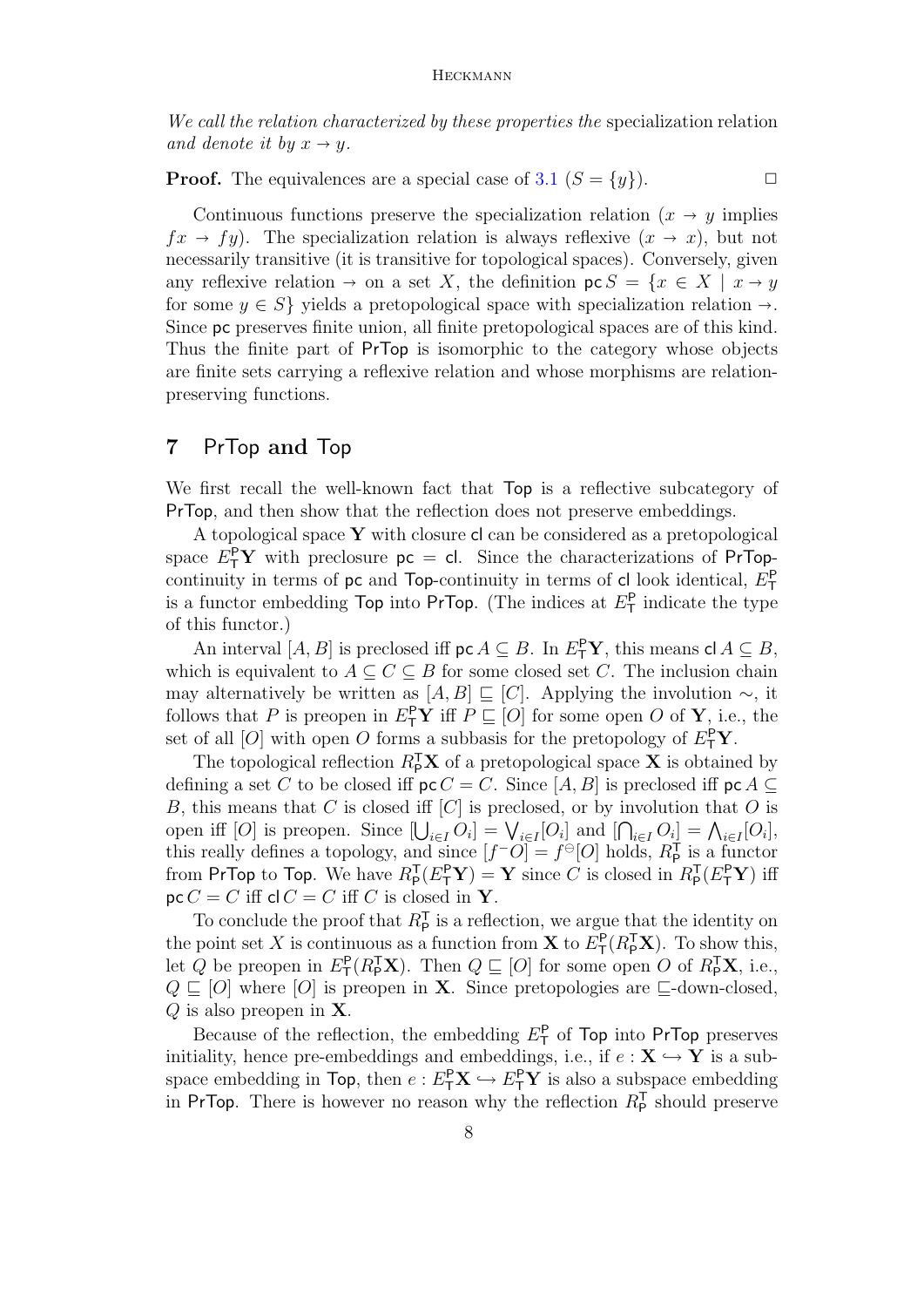*We call the relation characterized by these properties the* specialization relation *and denote it by $x \to y$.*

**Proof.** The equivalences are a special case of 3.1 ($S = \{y\}$). $\square$

Continuous functions preserve the specialization relation ($x \to y$ implies $fx \to fy$). The specialization relation is always reflexive ($x \to x$), but not necessarily transitive (it is transitive for topological spaces). Conversely, given any reflexive relation $\to$ on a set $X$, the definition $\mathsf{pc}\, S = \{x \in X \mid x \to y$ for some $y \in S\}$ yields a pretopological space with specialization relation $\to$. Since $\mathsf{pc}$ preserves finite union, all finite pretopological spaces are of this kind. Thus the finite part of $\mathsf{PrTop}$ is isomorphic to the category whose objects are finite sets carrying a reflexive relation and whose morphisms are relation-preserving functions.

## 7 $\mathsf{PrTop}$ and $\mathsf{Top}$

We first recall the well-known fact that $\mathsf{Top}$ is a reflective subcategory of $\mathsf{PrTop}$, and then show that the reflection does not preserve embeddings.

A topological space $\mathbf{Y}$ with closure $\mathsf{cl}$ can be considered as a pretopological space $E^{\mathsf{P}}_{\mathsf{T}}\mathbf{Y}$ with preclosure $\mathsf{pc} = \mathsf{cl}$. Since the characterizations of $\mathsf{PrTop}$-continuity in terms of $\mathsf{pc}$ and $\mathsf{Top}$-continuity in terms of $\mathsf{cl}$ look identical, $E^{\mathsf{P}}_{\mathsf{T}}$ is a functor embedding $\mathsf{Top}$ into $\mathsf{PrTop}$. (The indices at $E^{\mathsf{P}}_{\mathsf{T}}$ indicate the type of this functor.)

An interval $[A, B]$ is preclosed iff $\mathsf{pc}\, A \subseteq B$. In $E^{\mathsf{P}}_{\mathsf{T}}\mathbf{Y}$, this means $\mathsf{cl}\, A \subseteq B$, which is equivalent to $A \subseteq C \subseteq B$ for some closed set $C$. The inclusion chain may alternatively be written as $[A, B] \sqsubseteq [C]$. Applying the involution $\sim$, it follows that $P$ is preopen in $E^{\mathsf{P}}_{\mathsf{T}}\mathbf{Y}$ iff $P \sqsubseteq [O]$ for some open $O$ of $\mathbf{Y}$, i.e., the set of all $[O]$ with open $O$ forms a subbasis for the pretopology of $E^{\mathsf{P}}_{\mathsf{T}}\mathbf{Y}$.

The topological reflection $R^{\mathsf{T}}_{\mathsf{P}}\mathbf{X}$ of a pretopological space $\mathbf{X}$ is obtained by defining a set $C$ to be closed iff $\mathsf{pc}\, C = C$. Since $[A, B]$ is preclosed iff $\mathsf{pc}\, A \subseteq B$, this means that $C$ is closed iff $[C]$ is preclosed, or by involution that $O$ is open iff $[O]$ is preopen. Since $[\bigcup_{i \in I} O_i] = \bigvee_{i \in I}[O_i]$ and $[\bigcap_{i \in I} O_i] = \bigwedge_{i \in I}[O_i]$, this really defines a topology, and since $[f^- O] = f^{\ominus}[O]$ holds, $R^{\mathsf{T}}_{\mathsf{P}}$ is a functor from $\mathsf{PrTop}$ to $\mathsf{Top}$. We have $R^{\mathsf{T}}_{\mathsf{P}}(E^{\mathsf{P}}_{\mathsf{T}}\mathbf{Y}) = \mathbf{Y}$ since $C$ is closed in $R^{\mathsf{T}}_{\mathsf{P}}(E^{\mathsf{P}}_{\mathsf{T}}\mathbf{Y})$ iff $\mathsf{pc}\, C = C$ iff $\mathsf{cl}\, C = C$ iff $C$ is closed in $\mathbf{Y}$.

To conclude the proof that $R^{\mathsf{T}}_{\mathsf{P}}$ is a reflection, we argue that the identity on the point set $X$ is continuous as a function from $\mathbf{X}$ to $E^{\mathsf{P}}_{\mathsf{T}}(R^{\mathsf{T}}_{\mathsf{P}}\mathbf{X})$. To show this, let $Q$ be preopen in $E^{\mathsf{P}}_{\mathsf{T}}(R^{\mathsf{T}}_{\mathsf{P}}\mathbf{X})$. Then $Q \sqsubseteq [O]$ for some open $O$ of $R^{\mathsf{T}}_{\mathsf{P}}\mathbf{X}$, i.e., $Q \sqsubseteq [O]$ where $[O]$ is preopen in $\mathbf{X}$. Since pretopologies are $\sqsubseteq$-down-closed, $Q$ is also preopen in $\mathbf{X}$.

Because of the reflection, the embedding $E^{\mathsf{P}}_{\mathsf{T}}$ of $\mathsf{Top}$ into $\mathsf{PrTop}$ preserves initiality, hence pre-embeddings and embeddings, i.e., if $e : \mathbf{X} \hookrightarrow \mathbf{Y}$ is a subspace embedding in $\mathsf{Top}$, then $e : E^{\mathsf{P}}_{\mathsf{T}}\mathbf{X} \hookrightarrow E^{\mathsf{P}}_{\mathsf{T}}\mathbf{Y}$ is also a subspace embedding in $\mathsf{PrTop}$. There is however no reason why the reflection $R^{\mathsf{T}}_{\mathsf{P}}$ should preserve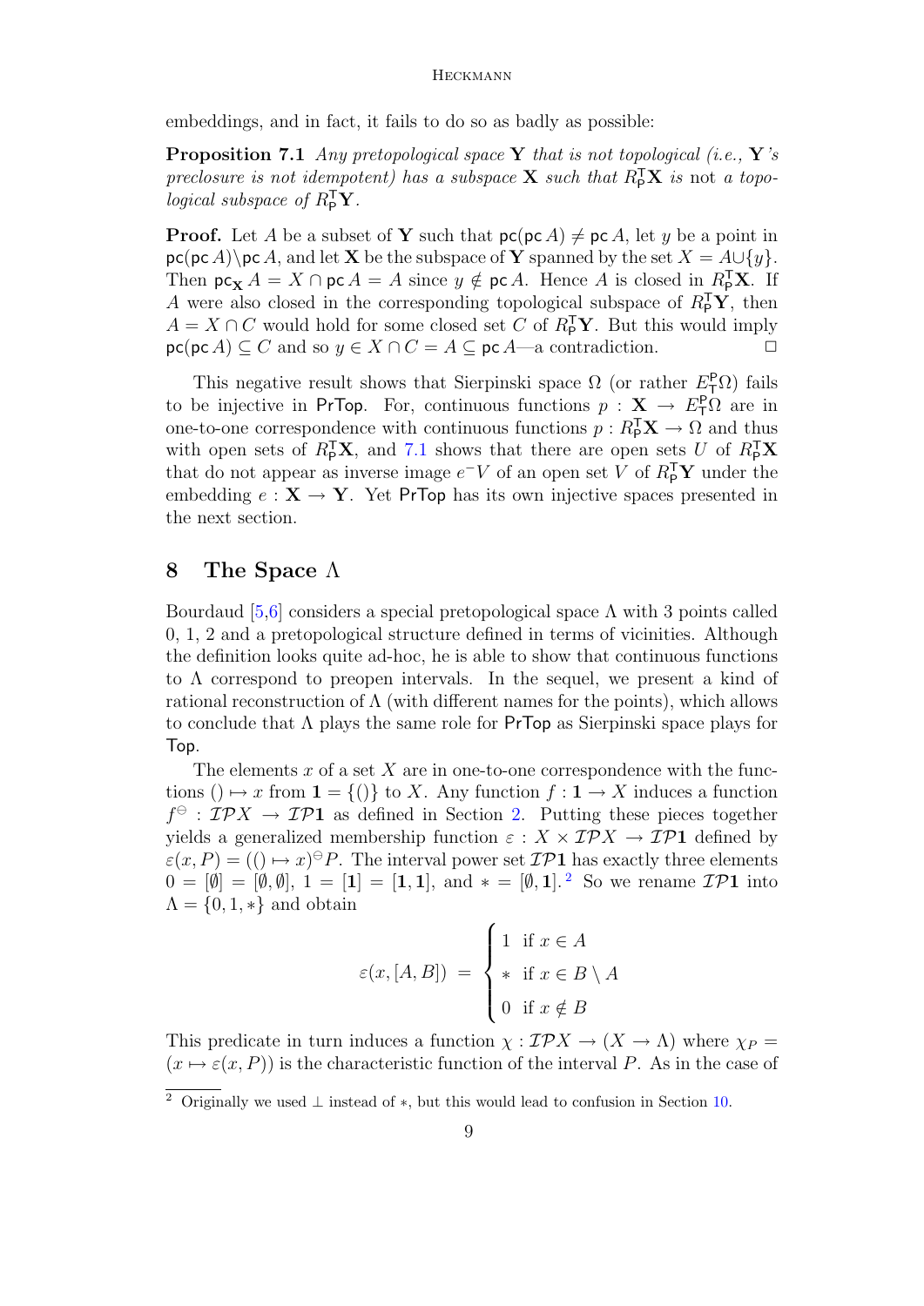embeddings, and in fact, it fails to do so as badly as possible:

**Proposition 7.1** *Any pretopological space* $\mathbf{Y}$ *that is not topological (i.e.,* $\mathbf{Y}$*'s preclosure is not idempotent) has a subspace* $\mathbf{X}$ *such that* $R^{\mathsf{T}}_{\mathsf{P}}\mathbf{X}$ *is* not *a topological subspace of* $R^{\mathsf{T}}_{\mathsf{P}}\mathbf{Y}$*.*

**Proof.** Let $A$ be a subset of $\mathbf{Y}$ such that $\mathsf{pc}(\mathsf{pc}\, A) \neq \mathsf{pc}\, A$, let $y$ be a point in $\mathsf{pc}(\mathsf{pc}\, A) \setminus \mathsf{pc}\, A$, and let $\mathbf{X}$ be the subspace of $\mathbf{Y}$ spanned by the set $X = A \cup \{y\}$. Then $\mathsf{pc}_{\mathbf{X}}\, A = X \cap \mathsf{pc}\, A = A$ since $y \notin \mathsf{pc}\, A$. Hence $A$ is closed in $R^{\mathsf{T}}_{\mathsf{P}}\mathbf{X}$. If $A$ were also closed in the corresponding topological subspace of $R^{\mathsf{T}}_{\mathsf{P}}\mathbf{Y}$, then $A = X \cap C$ would hold for some closed set $C$ of $R^{\mathsf{T}}_{\mathsf{P}}\mathbf{Y}$. But this would imply $\mathsf{pc}(\mathsf{pc}\, A) \subseteq C$ and so $y \in X \cap C = A \subseteq \mathsf{pc}\, A$—a contradiction. □

This negative result shows that Sierpinski space $\Omega$ (or rather $E^{\mathsf{P}}_{\mathsf{T}}\Omega$) fails to be injective in $\mathsf{PrTop}$. For, continuous functions $p : \mathbf{X} \to E^{\mathsf{P}}_{\mathsf{T}}\Omega$ are in one-to-one correspondence with continuous functions $p : R^{\mathsf{T}}_{\mathsf{P}}\mathbf{X} \to \Omega$ and thus with open sets of $R^{\mathsf{T}}_{\mathsf{P}}\mathbf{X}$, and 7.1 shows that there are open sets $U$ of $R^{\mathsf{T}}_{\mathsf{P}}\mathbf{X}$ that do not appear as inverse image $e^{-}V$ of an open set $V$ of $R^{\mathsf{T}}_{\mathsf{P}}\mathbf{Y}$ under the embedding $e : \mathbf{X} \to \mathbf{Y}$. Yet $\mathsf{PrTop}$ has its own injective spaces presented in the next section.

## 8 The Space $\Lambda$

Bourdaud [5,6] considers a special pretopological space $\Lambda$ with 3 points called 0, 1, 2 and a pretopological structure defined in terms of vicinities. Although the definition looks quite ad-hoc, he is able to show that continuous functions to $\Lambda$ correspond to preopen intervals. In the sequel, we present a kind of rational reconstruction of $\Lambda$ (with different names for the points), which allows to conclude that $\Lambda$ plays the same role for $\mathsf{PrTop}$ as Sierpinski space plays for $\mathsf{Top}$.

The elements $x$ of a set $X$ are in one-to-one correspondence with the functions $() \mapsto x$ from $\mathbf{1} = \{()\}$ to $X$. Any function $f : \mathbf{1} \to X$ induces a function $f^{\ominus} : \mathcal{IP}X \to \mathcal{IP}\mathbf{1}$ as defined in Section 2. Putting these pieces together yields a generalized membership function $\varepsilon : X \times \mathcal{IP}X \to \mathcal{IP}\mathbf{1}$ defined by $\varepsilon(x, P) = (() \mapsto x)^{\ominus}P$. The interval power set $\mathcal{IP}\mathbf{1}$ has exactly three elements $0 = [\emptyset] = [\emptyset, \emptyset]$, $1 = [\mathbf{1}] = [\mathbf{1}, \mathbf{1}]$, and $* = [\emptyset, \mathbf{1}]$.[2] So we rename $\mathcal{IP}\mathbf{1}$ into $\Lambda = \{0, 1, *\}$ and obtain

$$\varepsilon(x, [A, B]) \;=\; \begin{cases} 1 & \text{if } x \in A \\ * & \text{if } x \in B \setminus A \\ 0 & \text{if } x \notin B \end{cases}$$

This predicate in turn induces a function $\chi : \mathcal{IP}X \to (X \to \Lambda)$ where $\chi_P = (x \mapsto \varepsilon(x, P))$ is the characteristic function of the interval $P$. As in the case of

[2] Originally we used $\perp$ instead of $*$, but this would lead to confusion in Section 10.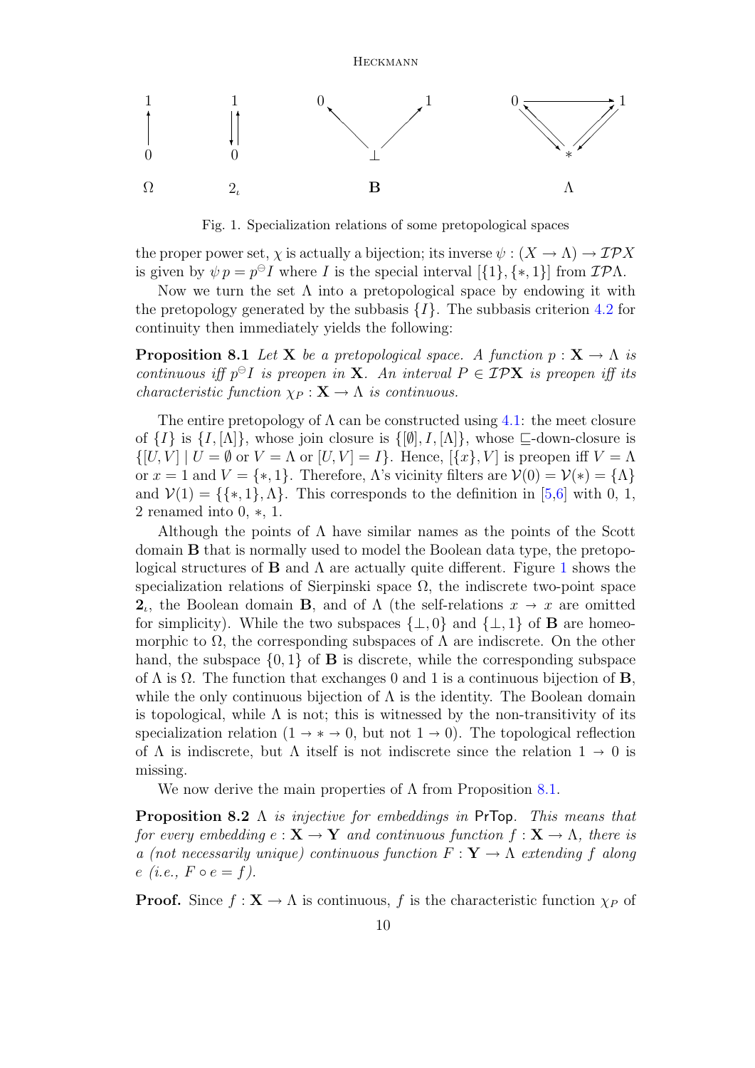Fig. 1. Specialization relations of some pretopological spaces

the proper power set, $\chi$ is actually a bijection; its inverse $\psi : (X \to \Lambda) \to \mathcal{IP}X$ is given by $\psi\, p = p^{\ominus} I$ where $I$ is the special interval $[\{1\}, \{*, 1\}]$ from $\mathcal{IP}\Lambda$.

Now we turn the set $\Lambda$ into a pretopological space by endowing it with the pretopology generated by the subbasis $\{I\}$. The subbasis criterion 4.2 for continuity then immediately yields the following:

**Proposition 8.1** *Let* $\mathbf{X}$ *be a pretopological space. A function* $p : \mathbf{X} \to \Lambda$ *is continuous iff* $p^{\ominus} I$ *is preopen in* $\mathbf{X}$*. An interval* $P \in \mathcal{IP}\mathbf{X}$ *is preopen iff its characteristic function* $\chi_P : \mathbf{X} \to \Lambda$ *is continuous.*

The entire pretopology of $\Lambda$ can be constructed using 4.1: the meet closure of $\{I\}$ is $\{I, [\Lambda]\}$, whose join closure is $\{[\emptyset], I, [\Lambda]\}$, whose $\sqsubseteq$-down-closure is $\{[U, V] \mid U = \emptyset \text{ or } V = \Lambda \text{ or } [U, V] = I\}$. Hence, $[\{x\}, V]$ is preopen iff $V = \Lambda$ or $x = 1$ and $V = \{*, 1\}$. Therefore, $\Lambda$'s vicinity filters are $\mathcal{V}(0) = \mathcal{V}(*) = \{\Lambda\}$ and $\mathcal{V}(1) = \{\{*, 1\}, \Lambda\}$. This corresponds to the definition in [5,6] with 0, 1, 2 renamed into 0, $*$, 1.

Although the points of $\Lambda$ have similar names as the points of the Scott domain $\mathbf{B}$ that is normally used to model the Boolean data type, the pretopological structures of $\mathbf{B}$ and $\Lambda$ are actually quite different. Figure 1 shows the specialization relations of Sierpinski space $\Omega$, the indiscrete two-point space $\mathbf{2}_\iota$, the Boolean domain $\mathbf{B}$, and of $\Lambda$ (the self-relations $x \to x$ are omitted for simplicity). While the two subspaces $\{\bot, 0\}$ and $\{\bot, 1\}$ of $\mathbf{B}$ are homeomorphic to $\Omega$, the corresponding subspaces of $\Lambda$ are indiscrete. On the other hand, the subspace $\{0, 1\}$ of $\mathbf{B}$ is discrete, while the corresponding subspace of $\Lambda$ is $\Omega$. The function that exchanges 0 and 1 is a continuous bijection of $\mathbf{B}$, while the only continuous bijection of $\Lambda$ is the identity. The Boolean domain is topological, while $\Lambda$ is not; this is witnessed by the non-transitivity of its specialization relation ($1 \to * \to 0$, but not $1 \to 0$). The topological reflection of $\Lambda$ is indiscrete, but $\Lambda$ itself is not indiscrete since the relation $1 \to 0$ is missing.

We now derive the main properties of $\Lambda$ from Proposition 8.1.

**Proposition 8.2** $\Lambda$ *is injective for embeddings in* PrTop*. This means that for every embedding* $e : \mathbf{X} \to \mathbf{Y}$ *and continuous function* $f : \mathbf{X} \to \Lambda$*, there is a (not necessarily unique) continuous function* $F : \mathbf{Y} \to \Lambda$ *extending* $f$ *along* $e$ *(i.e.,* $F \circ e = f$*).*

**Proof.** Since $f : \mathbf{X} \to \Lambda$ is continuous, $f$ is the characteristic function $\chi_P$ of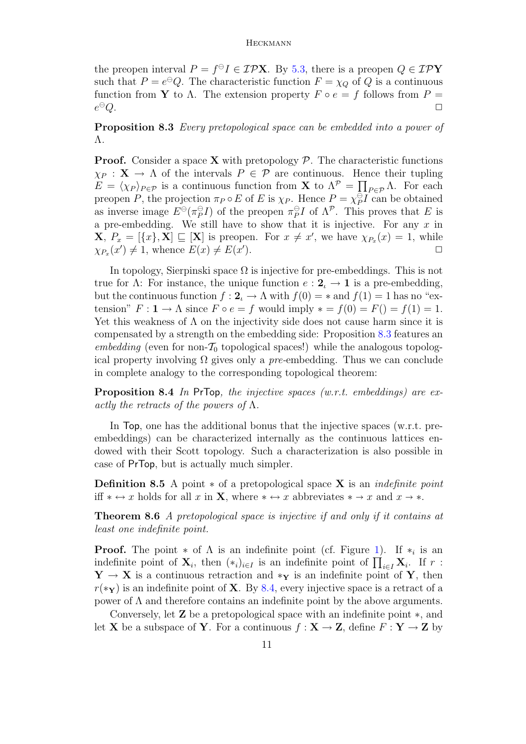the preopen interval $P = f^{\ominus} I \in \mathcal{IP}\mathbf{X}$. By 5.3, there is a preopen $Q \in \mathcal{IP}\mathbf{Y}$ such that $P = e^{\ominus} Q$. The characteristic function $F = \chi_Q$ of $Q$ is a continuous function from $\mathbf{Y}$ to $\Lambda$. The extension property $F \circ e = f$ follows from $P = e^{\ominus} Q$. $\square$

**Proposition 8.3** *Every pretopological space can be embedded into a power of $\Lambda$.*

**Proof.** Consider a space $\mathbf{X}$ with pretopology $\mathcal{P}$. The characteristic functions $\chi_P : \mathbf{X} \to \Lambda$ of the intervals $P \in \mathcal{P}$ are continuous. Hence their tupling $E = \langle \chi_P \rangle_{P \in \mathcal{P}}$ is a continuous function from $\mathbf{X}$ to $\Lambda^{\mathcal{P}} = \prod_{P \in \mathcal{P}} \Lambda$. For each preopen $P$, the projection $\pi_P \circ E$ of $E$ is $\chi_P$. Hence $P = \chi_P^{\ominus} I$ can be obtained as inverse image $E^{\ominus}(\pi_P^{\ominus} I)$ of the preopen $\pi_P^{\ominus} I$ of $\Lambda^{\mathcal{P}}$. This proves that $E$ is a pre-embedding. We still have to show that it is injective. For any $x$ in $\mathbf{X}$, $P_x = [\{x\}, \mathbf{X}] \sqsubseteq [\mathbf{X}]$ is preopen. For $x \neq x'$, we have $\chi_{P_x}(x) = 1$, while $\chi_{P_x}(x') \neq 1$, whence $E(x) \neq E(x')$. $\square$

In topology, Sierpinski space $\Omega$ is injective for pre-embeddings. This is not true for $\Lambda$: For instance, the unique function $e : \mathbf{2}_\iota \to \mathbf{1}$ is a pre-embedding, but the continuous function $f : \mathbf{2}_\iota \to \Lambda$ with $f(0) = *$ and $f(1) = 1$ has no "extension" $F : \mathbf{1} \to \Lambda$ since $F \circ e = f$ would imply $* = f(0) = F() = f(1) = 1$. Yet this weakness of $\Lambda$ on the injectivity side does not cause harm since it is compensated by a strength on the embedding side: Proposition 8.3 features an *embedding* (even for non-$\mathcal{T}_0$ topological spaces!) while the analogous topological property involving $\Omega$ gives only a *pre*-embedding. Thus we can conclude in complete analogy to the corresponding topological theorem:

**Proposition 8.4** *In* PrTop*, the injective spaces (w.r.t. embeddings) are exactly the retracts of the powers of $\Lambda$.*

In Top, one has the additional bonus that the injective spaces (w.r.t. pre-embeddings) can be characterized internally as the continuous lattices endowed with their Scott topology. Such a characterization is also possible in case of PrTop, but is actually much simpler.

**Definition 8.5** A point $*$ of a pretopological space $\mathbf{X}$ is an *indefinite point* iff $* \leftrightarrow x$ holds for all $x$ in $\mathbf{X}$, where $* \leftrightarrow x$ abbreviates $* \to x$ and $x \to *$.

**Theorem 8.6** *A pretopological space is injective if and only if it contains at least one indefinite point.*

**Proof.** The point $*$ of $\Lambda$ is an indefinite point (cf. Figure 1). If $*_i$ is an indefinite point of $\mathbf{X}_i$, then $(*_i)_{i \in I}$ is an indefinite point of $\prod_{i \in I} \mathbf{X}_i$. If $r : \mathbf{Y} \to \mathbf{X}$ is a continuous retraction and $*_{\mathbf{Y}}$ is an indefinite point of $\mathbf{Y}$, then $r(*_{\mathbf{Y}})$ is an indefinite point of $\mathbf{X}$. By 8.4, every injective space is a retract of a power of $\Lambda$ and therefore contains an indefinite point by the above arguments.

Conversely, let $\mathbf{Z}$ be a pretopological space with an indefinite point $*$, and let $\mathbf{X}$ be a subspace of $\mathbf{Y}$. For a continuous $f : \mathbf{X} \to \mathbf{Z}$, define $F : \mathbf{Y} \to \mathbf{Z}$ by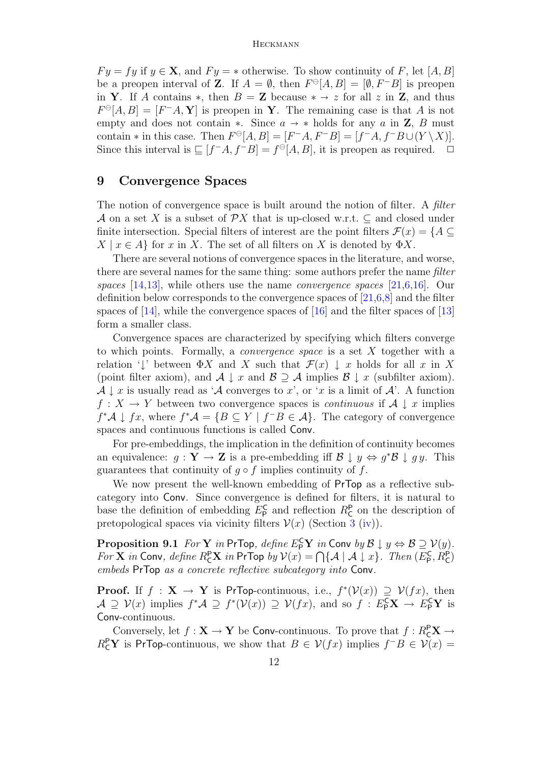$Fy = fy$ if $y \in \mathbf{X}$, and $Fy = *$ otherwise. To show continuity of $F$, let $[A, B]$ be a preopen interval of $\mathbf{Z}$. If $A = \emptyset$, then $F^{\ominus}[A, B] = [\emptyset, F^{-}B]$ is preopen in $\mathbf{Y}$. If $A$ contains $*$, then $B = \mathbf{Z}$ because $* \to z$ for all $z$ in $\mathbf{Z}$, and thus $F^{\ominus}[A, B] = [F^{-}A, \mathbf{Y}]$ is preopen in $\mathbf{Y}$. The remaining case is that $A$ is not empty and does not contain $*$. Since $a \to *$ holds for any $a$ in $\mathbf{Z}$, $B$ must contain $*$ in this case. Then $F^{\ominus}[A, B] = [F^{-}A, F^{-}B] = [f^{-}A, f^{-}B \cup (Y \setminus X)]$. Since this interval is $\sqsubseteq [f^{-}A, f^{-}B] = f^{\ominus}[A, B]$, it is preopen as required. $\square$

## 9 Convergence Spaces

The notion of convergence space is built around the notion of filter. A *filter* $\mathcal{A}$ on a set $X$ is a subset of $\mathcal{P}X$ that is up-closed w.r.t. $\subseteq$ and closed under finite intersection. Special filters of interest are the point filters $\mathcal{F}(x) = \{A \subseteq X \mid x \in A\}$ for $x$ in $X$. The set of all filters on $X$ is denoted by $\Phi X$.

There are several notions of convergence spaces in the literature, and worse, there are several names for the same thing: some authors prefer the name *filter spaces* [14,13], while others use the name *convergence spaces* [21,6,16]. Our definition below corresponds to the convergence spaces of [21,6,8] and the filter spaces of [14], while the convergence spaces of [16] and the filter spaces of [13] form a smaller class.

Convergence spaces are characterized by specifying which filters converge to which points. Formally, a *convergence space* is a set $X$ together with a relation '$\downarrow$' between $\Phi X$ and $X$ such that $\mathcal{F}(x) \downarrow x$ holds for all $x$ in $X$ (point filter axiom), and $\mathcal{A} \downarrow x$ and $\mathcal{B} \supseteq \mathcal{A}$ implies $\mathcal{B} \downarrow x$ (subfilter axiom). $\mathcal{A} \downarrow x$ is usually read as '$\mathcal{A}$ converges to $x$', or '$x$ is a limit of $\mathcal{A}$'. A function $f : X \to Y$ between two convergence spaces is *continuous* if $\mathcal{A} \downarrow x$ implies $f^{*}\mathcal{A} \downarrow fx$, where $f^{*}\mathcal{A} = \{B \subseteq Y \mid f^{-}B \in \mathcal{A}\}$. The category of convergence spaces and continuous functions is called $\mathsf{Conv}$.

For pre-embeddings, the implication in the definition of continuity becomes an equivalence: $g : \mathbf{Y} \to \mathbf{Z}$ is a pre-embedding iff $\mathcal{B} \downarrow y \Leftrightarrow g^{*}\mathcal{B} \downarrow g\,y$. This guarantees that continuity of $g \circ f$ implies continuity of $f$.

We now present the well-known embedding of $\mathsf{PrTop}$ as a reflective subcategory into $\mathsf{Conv}$. Since convergence is defined for filters, it is natural to base the definition of embedding $E^{\mathsf{C}}_{\mathsf{P}}$ and reflection $R^{\mathsf{P}}_{\mathsf{C}}$ on the description of pretopological spaces via vicinity filters $\mathcal{V}(x)$ (Section 3 (iv)).

**Proposition 9.1** *For $\mathbf{Y}$ in $\mathsf{PrTop}$, define $E^{\mathsf{C}}_{\mathsf{P}}\mathbf{Y}$ in $\mathsf{Conv}$ by $\mathcal{B} \downarrow y \Leftrightarrow \mathcal{B} \supseteq \mathcal{V}(y)$. For $\mathbf{X}$ in $\mathsf{Conv}$, define $R^{\mathsf{P}}_{\mathsf{C}}\mathbf{X}$ in $\mathsf{PrTop}$ by $\mathcal{V}(x) = \bigcap\{\mathcal{A} \mid \mathcal{A} \downarrow x\}$. Then $(E^{\mathsf{C}}_{\mathsf{P}}, R^{\mathsf{P}}_{\mathsf{C}})$ embeds $\mathsf{PrTop}$ as a concrete reflective subcategory into $\mathsf{Conv}$.*

**Proof.** If $f : \mathbf{X} \to \mathbf{Y}$ is $\mathsf{PrTop}$-continuous, i.e., $f^{*}(\mathcal{V}(x)) \supseteq \mathcal{V}(fx)$, then $\mathcal{A} \supseteq \mathcal{V}(x)$ implies $f^{*}\mathcal{A} \supseteq f^{*}(\mathcal{V}(x)) \supseteq \mathcal{V}(fx)$, and so $f : E^{\mathsf{C}}_{\mathsf{P}}\mathbf{X} \to E^{\mathsf{C}}_{\mathsf{P}}\mathbf{Y}$ is $\mathsf{Conv}$-continuous.

Conversely, let $f : \mathbf{X} \to \mathbf{Y}$ be $\mathsf{Conv}$-continuous. To prove that $f : R^{\mathsf{P}}_{\mathsf{C}}\mathbf{X} \to R^{\mathsf{P}}_{\mathsf{C}}\mathbf{Y}$ is $\mathsf{PrTop}$-continuous, we show that $B \in \mathcal{V}(fx)$ implies $f^{-}B \in \mathcal{V}(x) =$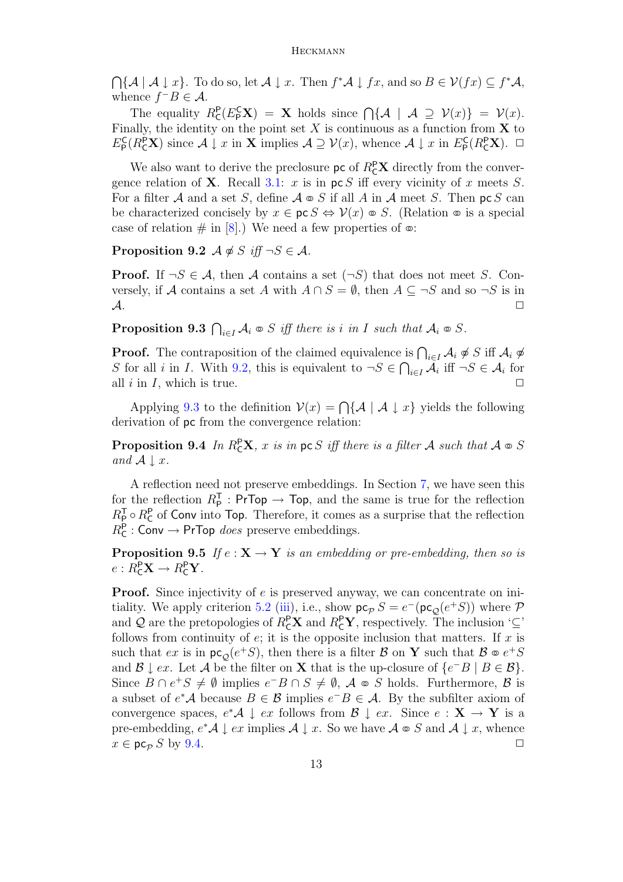$\bigcap\{\mathcal{A} \mid \mathcal{A} \downarrow x\}$. To do so, let $\mathcal{A} \downarrow x$. Then $f^*\mathcal{A} \downarrow fx$, and so $B \in \mathcal{V}(fx) \subseteq f^*\mathcal{A}$, whence $f^- B \in \mathcal{A}$.

The equality $R^{\mathsf{P}}_{\mathsf{C}}(E^{\mathsf{C}}_{\mathsf{P}}\mathbf{X}) = \mathbf{X}$ holds since $\bigcap\{\mathcal{A} \mid \mathcal{A} \supseteq \mathcal{V}(x)\} = \mathcal{V}(x)$. Finally, the identity on the point set $X$ is continuous as a function from $\mathbf{X}$ to $E^{\mathsf{C}}_{\mathsf{P}}(R^{\mathsf{P}}_{\mathsf{C}}\mathbf{X})$ since $\mathcal{A} \downarrow x$ in $\mathbf{X}$ implies $\mathcal{A} \supseteq \mathcal{V}(x)$, whence $\mathcal{A} \downarrow x$ in $E^{\mathsf{C}}_{\mathsf{P}}(R^{\mathsf{P}}_{\mathsf{C}}\mathbf{X})$. ☐

We also want to derive the preclosure $\mathsf{pc}$ of $R^{\mathsf{P}}_{\mathsf{C}}\mathbf{X}$ directly from the convergence relation of $\mathbf{X}$. Recall 3.1: $x$ is in $\mathsf{pc}\, S$ iff every vicinity of $x$ meets $S$. For a filter $\mathcal{A}$ and a set $S$, define $\mathcal{A} \circledcirc S$ if all $A$ in $\mathcal{A}$ meet $S$. Then $\mathsf{pc}\, S$ can be characterized concisely by $x \in \mathsf{pc}\, S \Leftrightarrow \mathcal{V}(x) \circledcirc S$. (Relation $\circledcirc$ is a special case of relation $\#$ in [8].) We need a few properties of $\circledcirc$:

**Proposition 9.2** *$\mathcal{A} \not\circledcirc S$ iff $\neg S \in \mathcal{A}$.*

**Proof.** If $\neg S \in \mathcal{A}$, then $\mathcal{A}$ contains a set $(\neg S)$ that does not meet $S$. Conversely, if $\mathcal{A}$ contains a set $A$ with $A \cap S = \emptyset$, then $A \subseteq \neg S$ and so $\neg S$ is in $\mathcal{A}$. ☐

**Proposition 9.3** *$\bigcap_{i\in I} \mathcal{A}_i \circledcirc S$ iff there is $i$ in $I$ such that $\mathcal{A}_i \circledcirc S$.*

**Proof.** The contraposition of the claimed equivalence is $\bigcap_{i\in I} \mathcal{A}_i \not\circledcirc S$ iff $\mathcal{A}_i \not\circledcirc S$ for all $i$ in $I$. With 9.2, this is equivalent to $\neg S \in \bigcap_{i\in I} \mathcal{A}_i$ iff $\neg S \in \mathcal{A}_i$ for all $i$ in $I$, which is true. ☐

Applying 9.3 to the definition $\mathcal{V}(x) = \bigcap\{\mathcal{A} \mid \mathcal{A} \downarrow x\}$ yields the following derivation of $\mathsf{pc}$ from the convergence relation:

**Proposition 9.4** *In $R^{\mathsf{P}}_{\mathsf{C}}\mathbf{X}$, $x$ is in $\mathsf{pc}\, S$ iff there is a filter $\mathcal{A}$ such that $\mathcal{A} \circledcirc S$ and $\mathcal{A} \downarrow x$.*

A reflection need not preserve embeddings. In Section 7, we have seen this for the reflection $R^{\mathsf{T}}_{\mathsf{P}} : \mathsf{PrTop} \to \mathsf{Top}$, and the same is true for the reflection $R^{\mathsf{T}}_{\mathsf{P}} \circ R^{\mathsf{P}}_{\mathsf{C}}$ of $\mathsf{Conv}$ into $\mathsf{Top}$. Therefore, it comes as a surprise that the reflection $R^{\mathsf{P}}_{\mathsf{C}} : \mathsf{Conv} \to \mathsf{PrTop}$ *does* preserve embeddings.

**Proposition 9.5** *If $e : \mathbf{X} \to \mathbf{Y}$ is an embedding or pre-embedding, then so is $e : R^{\mathsf{P}}_{\mathsf{C}}\mathbf{X} \to R^{\mathsf{P}}_{\mathsf{C}}\mathbf{Y}$.*

**Proof.** Since injectivity of $e$ is preserved anyway, we can concentrate on initiality. We apply criterion 5.2 (iii), i.e., show $\mathsf{pc}_{\mathcal{P}}\, S = e^-(\mathsf{pc}_{\mathcal{Q}}(e^+S))$ where $\mathcal{P}$ and $\mathcal{Q}$ are the pretopologies of $R^{\mathsf{P}}_{\mathsf{C}}\mathbf{X}$ and $R^{\mathsf{P}}_{\mathsf{C}}\mathbf{Y}$, respectively. The inclusion '$\subseteq$' follows from continuity of $e$; it is the opposite inclusion that matters. If $x$ is such that $ex$ is in $\mathsf{pc}_{\mathcal{Q}}(e^+S)$, then there is a filter $\mathcal{B}$ on $\mathbf{Y}$ such that $\mathcal{B} \circledcirc e^+S$ and $\mathcal{B} \downarrow ex$. Let $\mathcal{A}$ be the filter on $\mathbf{X}$ that is the up-closure of $\{e^-B \mid B \in \mathcal{B}\}$. Since $B \cap e^+S \neq \emptyset$ implies $e^-B \cap S \neq \emptyset$, $\mathcal{A} \circledcirc S$ holds. Furthermore, $\mathcal{B}$ is a subset of $e^*\mathcal{A}$ because $B \in \mathcal{B}$ implies $e^-B \in \mathcal{A}$. By the subfilter axiom of convergence spaces, $e^*\mathcal{A} \downarrow ex$ follows from $\mathcal{B} \downarrow ex$. Since $e : \mathbf{X} \to \mathbf{Y}$ is a pre-embedding, $e^*\mathcal{A} \downarrow ex$ implies $\mathcal{A} \downarrow x$. So we have $\mathcal{A} \circledcirc S$ and $\mathcal{A} \downarrow x$, whence $x \in \mathsf{pc}_{\mathcal{P}}\, S$ by 9.4. ☐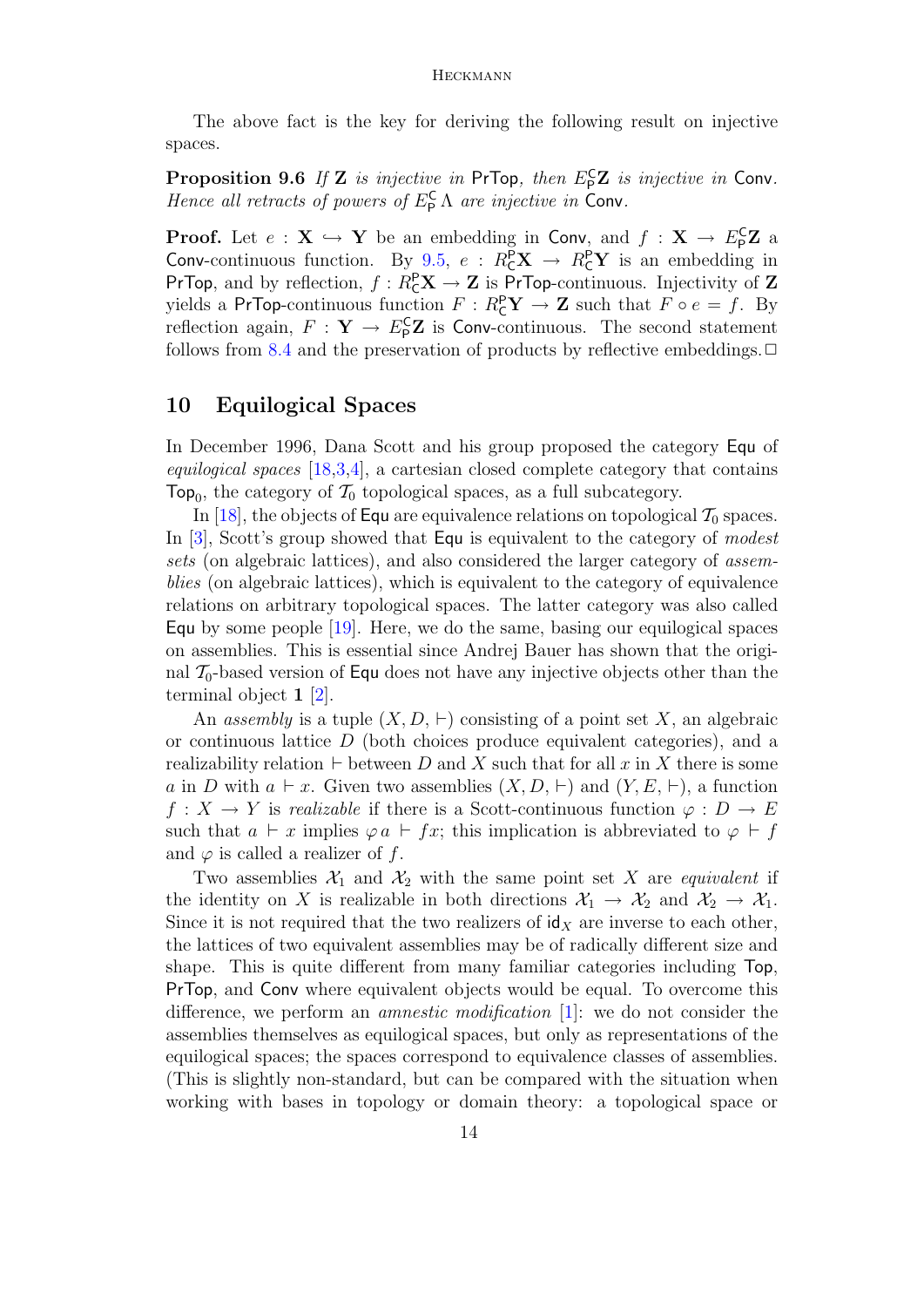The above fact is the key for deriving the following result on injective spaces.

**Proposition 9.6** *If* $\mathbf{Z}$ *is injective in* $\mathsf{PrTop}$*, then* $E^{\mathsf{C}}_{\mathsf{P}}\mathbf{Z}$ *is injective in* $\mathsf{Conv}$*. Hence all retracts of powers of* $E^{\mathsf{C}}_{\mathsf{P}}\,\Lambda$ *are injective in* $\mathsf{Conv}$*.*

**Proof.** Let $e : \mathbf{X} \hookrightarrow \mathbf{Y}$ be an embedding in $\mathsf{Conv}$, and $f : \mathbf{X} \to E^{\mathsf{C}}_{\mathsf{P}}\mathbf{Z}$ a $\mathsf{Conv}$-continuous function. By 9.5, $e : R^{\mathsf{P}}_{\mathsf{C}}\mathbf{X} \to R^{\mathsf{P}}_{\mathsf{C}}\mathbf{Y}$ is an embedding in $\mathsf{PrTop}$, and by reflection, $f : R^{\mathsf{P}}_{\mathsf{C}}\mathbf{X} \to \mathbf{Z}$ is $\mathsf{PrTop}$-continuous. Injectivity of $\mathbf{Z}$ yields a $\mathsf{PrTop}$-continuous function $F : R^{\mathsf{P}}_{\mathsf{C}}\mathbf{Y} \to \mathbf{Z}$ such that $F \circ e = f$. By reflection again, $F : \mathbf{Y} \to E^{\mathsf{C}}_{\mathsf{P}}\mathbf{Z}$ is $\mathsf{Conv}$-continuous. The second statement follows from 8.4 and the preservation of products by reflective embeddings. $\Box$

## 10 Equilogical Spaces

In December 1996, Dana Scott and his group proposed the category $\mathsf{Equ}$ of *equilogical spaces* [18,3,4], a cartesian closed complete category that contains $\mathsf{Top}_0$, the category of $\mathcal{T}_0$ topological spaces, as a full subcategory.

In [18], the objects of $\mathsf{Equ}$ are equivalence relations on topological $\mathcal{T}_0$ spaces. In [3], Scott's group showed that $\mathsf{Equ}$ is equivalent to the category of *modest sets* (on algebraic lattices), and also considered the larger category of *assemblies* (on algebraic lattices), which is equivalent to the category of equivalence relations on arbitrary topological spaces. The latter category was also called $\mathsf{Equ}$ by some people [19]. Here, we do the same, basing our equilogical spaces on assemblies. This is essential since Andrej Bauer has shown that the original $\mathcal{T}_0$-based version of $\mathsf{Equ}$ does not have any injective objects other than the terminal object $\mathbf{1}$ [2].

An *assembly* is a tuple $(X, D, \vdash)$ consisting of a point set $X$, an algebraic or continuous lattice $D$ (both choices produce equivalent categories), and a realizability relation $\vdash$ between $D$ and $X$ such that for all $x$ in $X$ there is some $a$ in $D$ with $a \vdash x$. Given two assemblies $(X, D, \vdash)$ and $(Y, E, \vdash)$, a function $f : X \to Y$ is *realizable* if there is a Scott-continuous function $\varphi : D \to E$ such that $a \vdash x$ implies $\varphi\, a \vdash fx$; this implication is abbreviated to $\varphi \vdash f$ and $\varphi$ is called a realizer of $f$.

Two assemblies $\mathcal{X}_1$ and $\mathcal{X}_2$ with the same point set $X$ are *equivalent* if the identity on $X$ is realizable in both directions $\mathcal{X}_1 \to \mathcal{X}_2$ and $\mathcal{X}_2 \to \mathcal{X}_1$. Since it is not required that the two realizers of $\mathsf{id}_X$ are inverse to each other, the lattices of two equivalent assemblies may be of radically different size and shape. This is quite different from many familiar categories including $\mathsf{Top}$, $\mathsf{PrTop}$, and $\mathsf{Conv}$ where equivalent objects would be equal. To overcome this difference, we perform an *amnestic modification* [1]: we do not consider the assemblies themselves as equilogical spaces, but only as representations of the equilogical spaces; the spaces correspond to equivalence classes of assemblies. (This is slightly non-standard, but can be compared with the situation when working with bases in topology or domain theory: a topological space or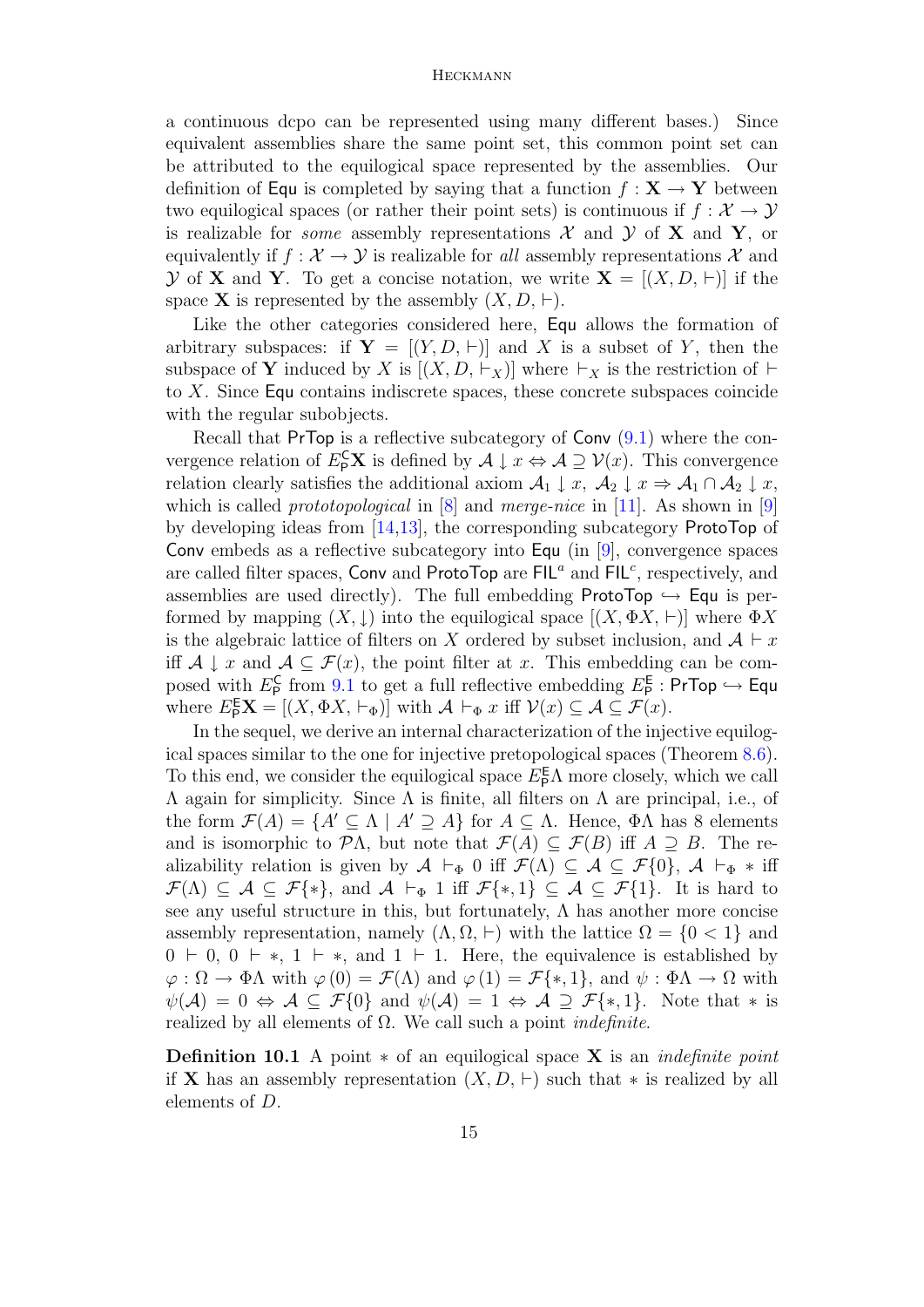a continuous dcpo can be represented using many different bases.) Since equivalent assemblies share the same point set, this common point set can be attributed to the equilogical space represented by the assemblies. Our definition of $\mathsf{Equ}$ is completed by saying that a function $f : \mathbf{X} \to \mathbf{Y}$ between two equilogical spaces (or rather their point sets) is continuous if $f : \mathcal{X} \to \mathcal{Y}$ is realizable for *some* assembly representations $\mathcal{X}$ and $\mathcal{Y}$ of $\mathbf{X}$ and $\mathbf{Y}$, or equivalently if $f : \mathcal{X} \to \mathcal{Y}$ is realizable for *all* assembly representations $\mathcal{X}$ and $\mathcal{Y}$ of $\mathbf{X}$ and $\mathbf{Y}$. To get a concise notation, we write $\mathbf{X} = [(X, D, \vdash)]$ if the space $\mathbf{X}$ is represented by the assembly $(X, D, \vdash)$.

Like the other categories considered here, $\mathsf{Equ}$ allows the formation of arbitrary subspaces: if $\mathbf{Y} = [(Y, D, \vdash)]$ and $X$ is a subset of $Y$, then the subspace of $\mathbf{Y}$ induced by $X$ is $[(X, D, \vdash_X)]$ where $\vdash_X$ is the restriction of $\vdash$ to $X$. Since $\mathsf{Equ}$ contains indiscrete spaces, these concrete subspaces coincide with the regular subobjects.

Recall that $\mathsf{PrTop}$ is a reflective subcategory of $\mathsf{Conv}$ (9.1) where the convergence relation of $E^{\mathsf{C}}_{\mathsf{P}}\mathbf{X}$ is defined by $\mathcal{A} \downarrow x \Leftrightarrow \mathcal{A} \supseteq \mathcal{V}(x)$. This convergence relation clearly satisfies the additional axiom $\mathcal{A}_1 \downarrow x,\ \mathcal{A}_2 \downarrow x \Rightarrow \mathcal{A}_1 \cap \mathcal{A}_2 \downarrow x$, which is called *prototopological* in [8] and *merge-nice* in [11]. As shown in [9] by developing ideas from [14,13], the corresponding subcategory $\mathsf{ProtoTop}$ of $\mathsf{Conv}$ embeds as a reflective subcategory into $\mathsf{Equ}$ (in [9], convergence spaces are called filter spaces, $\mathsf{Conv}$ and $\mathsf{ProtoTop}$ are $\mathsf{FIL}^a$ and $\mathsf{FIL}^c$, respectively, and assemblies are used directly). The full embedding $\mathsf{ProtoTop} \hookrightarrow \mathsf{Equ}$ is performed by mapping $(X, \downarrow)$ into the equilogical space $[(X, \Phi X, \vdash)]$ where $\Phi X$ is the algebraic lattice of filters on $X$ ordered by subset inclusion, and $\mathcal{A} \vdash x$ iff $\mathcal{A} \downarrow x$ and $\mathcal{A} \subseteq \mathcal{F}(x)$, the point filter at $x$. This embedding can be composed with $E^{\mathsf{C}}_{\mathsf{P}}$ from 9.1 to get a full reflective embedding $E^{\mathsf{E}}_{\mathsf{P}} : \mathsf{PrTop} \hookrightarrow \mathsf{Equ}$ where $E^{\mathsf{E}}_{\mathsf{P}}\mathbf{X} = [(X, \Phi X, \vdash_\Phi)]$ with $\mathcal{A} \vdash_\Phi x$ iff $\mathcal{V}(x) \subseteq \mathcal{A} \subseteq \mathcal{F}(x)$.

In the sequel, we derive an internal characterization of the injective equilogical spaces similar to the one for injective pretopological spaces (Theorem 8.6). To this end, we consider the equilogical space $E^{\mathsf{E}}_{\mathsf{P}}\Lambda$ more closely, which we call $\Lambda$ again for simplicity. Since $\Lambda$ is finite, all filters on $\Lambda$ are principal, i.e., of the form $\mathcal{F}(A) = \{A' \subseteq \Lambda \mid A' \supseteq A\}$ for $A \subseteq \Lambda$. Hence, $\Phi\Lambda$ has 8 elements and is isomorphic to $\mathcal{P}\Lambda$, but note that $\mathcal{F}(A) \subseteq \mathcal{F}(B)$ iff $A \supseteq B$. The realizability relation is given by $\mathcal{A} \vdash_\Phi 0$ iff $\mathcal{F}(\Lambda) \subseteq \mathcal{A} \subseteq \mathcal{F}\{0\}$, $\mathcal{A} \vdash_\Phi *$ iff $\mathcal{F}(\Lambda) \subseteq \mathcal{A} \subseteq \mathcal{F}\{*\}$, and $\mathcal{A} \vdash_\Phi 1$ iff $\mathcal{F}\{*, 1\} \subseteq \mathcal{A} \subseteq \mathcal{F}\{1\}$. It is hard to see any useful structure in this, but fortunately, $\Lambda$ has another more concise assembly representation, namely $(\Lambda, \Omega, \vdash)$ with the lattice $\Omega = \{0 < 1\}$ and $0 \vdash 0$, $0 \vdash *$, $1 \vdash *$, and $1 \vdash 1$. Here, the equivalence is established by $\varphi : \Omega \to \Phi\Lambda$ with $\varphi(0) = \mathcal{F}(\Lambda)$ and $\varphi(1) = \mathcal{F}\{*, 1\}$, and $\psi : \Phi\Lambda \to \Omega$ with $\psi(\mathcal{A}) = 0 \Leftrightarrow \mathcal{A} \subseteq \mathcal{F}\{0\}$ and $\psi(\mathcal{A}) = 1 \Leftrightarrow \mathcal{A} \supseteq \mathcal{F}\{*, 1\}$. Note that $*$ is realized by all elements of $\Omega$. We call such a point *indefinite*.

**Definition 10.1** A point $*$ of an equilogical space $\mathbf{X}$ is an *indefinite point* if $\mathbf{X}$ has an assembly representation $(X, D, \vdash)$ such that $*$ is realized by all elements of $D$.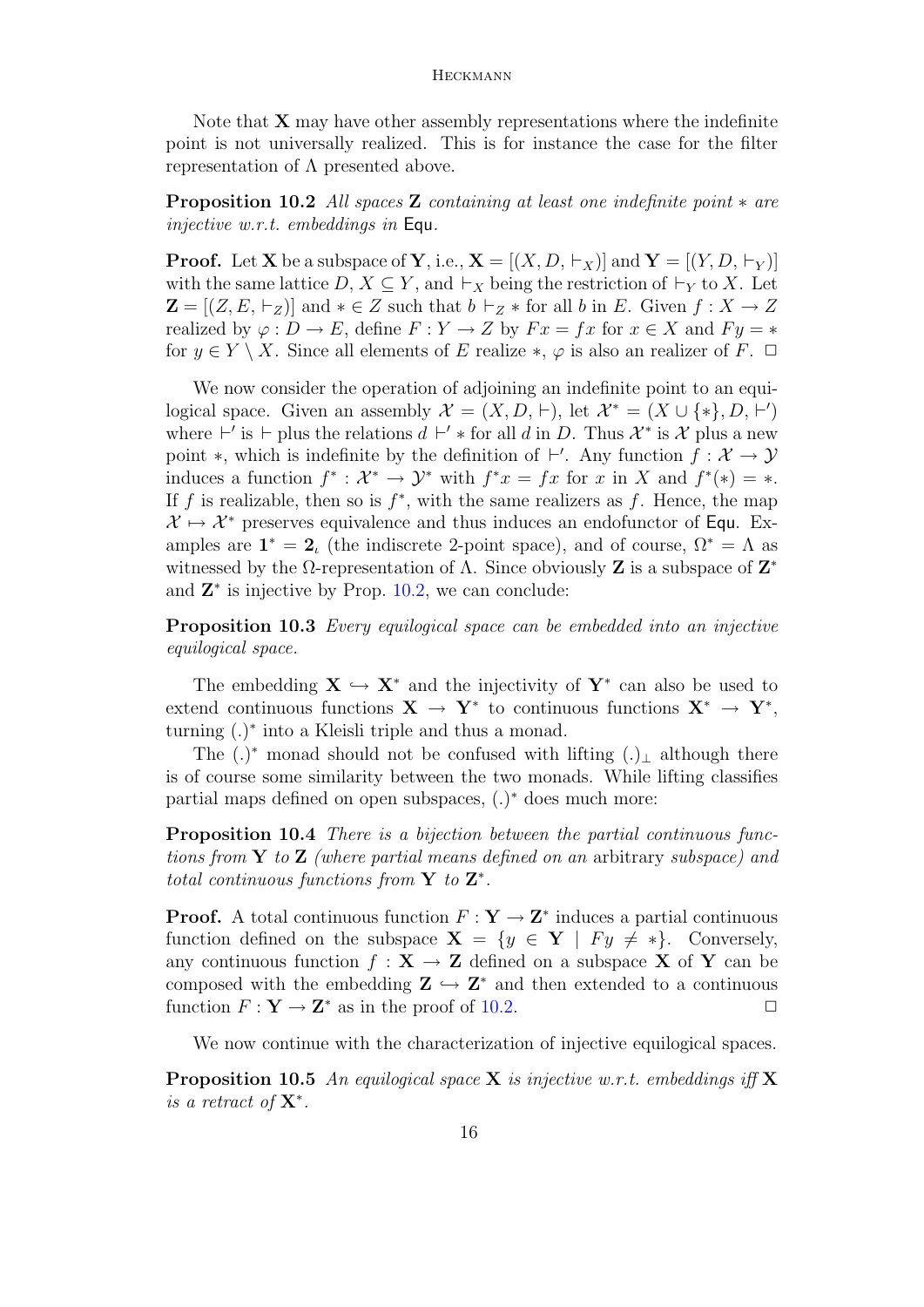Note that $\mathbf{X}$ may have other assembly representations where the indefinite point is not universally realized. This is for instance the case for the filter representation of $\Lambda$ presented above.

**Proposition 10.2** *All spaces $\mathbf{Z}$ containing at least one indefinite point $*$ are injective w.r.t. embeddings in* $\mathsf{Equ}$.

**Proof.** Let $\mathbf{X}$ be a subspace of $\mathbf{Y}$, i.e., $\mathbf{X} = [(X, D, \vdash_X)]$ and $\mathbf{Y} = [(Y, D, \vdash_Y)]$ with the same lattice $D$, $X \subseteq Y$, and $\vdash_X$ being the restriction of $\vdash_Y$ to $X$. Let $\mathbf{Z} = [(Z, E, \vdash_Z)]$ and $* \in Z$ such that $b \vdash_Z *$ for all $b$ in $E$. Given $f : X \to Z$ realized by $\varphi : D \to E$, define $F : Y \to Z$ by $Fx = fx$ for $x \in X$ and $Fy = *$ for $y \in Y \setminus X$. Since all elements of $E$ realize $*$, $\varphi$ is also an realizer of $F$. $\Box$

We now consider the operation of adjoining an indefinite point to an equilogical space. Given an assembly $\mathcal{X} = (X, D, \vdash)$, let $\mathcal{X}^* = (X \cup \{*\}, D, \vdash')$ where $\vdash'$ is $\vdash$ plus the relations $d \vdash' *$ for all $d$ in $D$. Thus $\mathcal{X}^*$ is $\mathcal{X}$ plus a new point $*$, which is indefinite by the definition of $\vdash'$. Any function $f : \mathcal{X} \to \mathcal{Y}$ induces a function $f^* : \mathcal{X}^* \to \mathcal{Y}^*$ with $f^* x = fx$ for $x$ in $X$ and $f^*(*) = *$. If $f$ is realizable, then so is $f^*$, with the same realizers as $f$. Hence, the map $\mathcal{X} \mapsto \mathcal{X}^*$ preserves equivalence and thus induces an endofunctor of $\mathsf{Equ}$. Examples are $\mathbf{1}^* = \mathbf{2}_\iota$ (the indiscrete 2-point space), and of course, $\Omega^* = \Lambda$ as witnessed by the $\Omega$-representation of $\Lambda$. Since obviously $\mathbf{Z}$ is a subspace of $\mathbf{Z}^*$ and $\mathbf{Z}^*$ is injective by Prop. 10.2, we can conclude:

**Proposition 10.3** *Every equilogical space can be embedded into an injective equilogical space.*

The embedding $\mathbf{X} \hookrightarrow \mathbf{X}^*$ and the injectivity of $\mathbf{Y}^*$ can also be used to extend continuous functions $\mathbf{X} \to \mathbf{Y}^*$ to continuous functions $\mathbf{X}^* \to \mathbf{Y}^*$, turning $(.)^*$ into a Kleisli triple and thus a monad.

The $(.)^*$ monad should not be confused with lifting $(.)_\perp$ although there is of course some similarity between the two monads. While lifting classifies partial maps defined on open subspaces, $(.)^*$ does much more:

**Proposition 10.4** *There is a bijection between the partial continuous functions from $\mathbf{Y}$ to $\mathbf{Z}$ (where partial means defined on an* arbitrary *subspace) and total continuous functions from $\mathbf{Y}$ to $\mathbf{Z}^*$.*

**Proof.** A total continuous function $F : \mathbf{Y} \to \mathbf{Z}^*$ induces a partial continuous function defined on the subspace $\mathbf{X} = \{y \in \mathbf{Y} \mid Fy \neq *\}$. Conversely, any continuous function $f : \mathbf{X} \to \mathbf{Z}$ defined on a subspace $\mathbf{X}$ of $\mathbf{Y}$ can be composed with the embedding $\mathbf{Z} \hookrightarrow \mathbf{Z}^*$ and then extended to a continuous function $F : \mathbf{Y} \to \mathbf{Z}^*$ as in the proof of 10.2. $\Box$

We now continue with the characterization of injective equilogical spaces.

**Proposition 10.5** *An equilogical space $\mathbf{X}$ is injective w.r.t. embeddings iff $\mathbf{X}$ is a retract of $\mathbf{X}^*$.*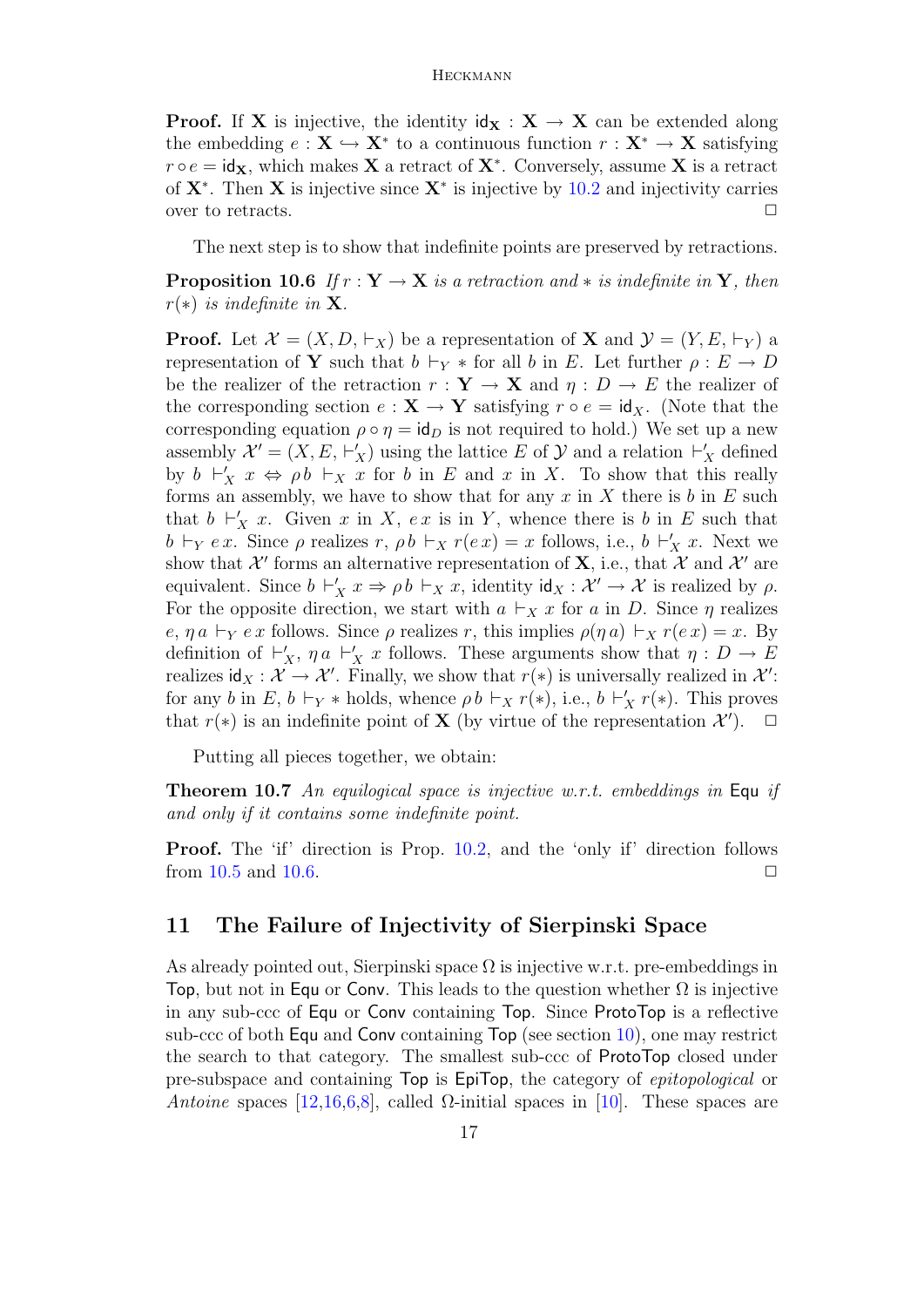**Proof.** If $\mathbf{X}$ is injective, the identity $\mathsf{id}_{\mathbf{X}} : \mathbf{X} \to \mathbf{X}$ can be extended along the embedding $e : \mathbf{X} \hookrightarrow \mathbf{X}^*$ to a continuous function $r : \mathbf{X}^* \to \mathbf{X}$ satisfying $r \circ e = \mathsf{id}_{\mathbf{X}}$, which makes $\mathbf{X}$ a retract of $\mathbf{X}^*$. Conversely, assume $\mathbf{X}$ is a retract of $\mathbf{X}^*$. Then $\mathbf{X}$ is injective since $\mathbf{X}^*$ is injective by 10.2 and injectivity carries over to retracts. $\square$

The next step is to show that indefinite points are preserved by retractions.

**Proposition 10.6** *If $r : \mathbf{Y} \to \mathbf{X}$ is a retraction and $*$ is indefinite in $\mathbf{Y}$, then $r(*)$ is indefinite in $\mathbf{X}$.*

**Proof.** Let $\mathcal{X} = (X, D, \vdash_X)$ be a representation of $\mathbf{X}$ and $\mathcal{Y} = (Y, E, \vdash_Y)$ a representation of $\mathbf{Y}$ such that $b \vdash_Y *$ for all $b$ in $E$. Let further $\rho : E \to D$ be the realizer of the retraction $r : \mathbf{Y} \to \mathbf{X}$ and $\eta : D \to E$ the realizer of the corresponding section $e : \mathbf{X} \to \mathbf{Y}$ satisfying $r \circ e = \mathsf{id}_X$. (Note that the corresponding equation $\rho \circ \eta = \mathsf{id}_D$ is not required to hold.) We set up a new assembly $\mathcal{X}' = (X, E, \vdash'_X)$ using the lattice $E$ of $\mathcal{Y}$ and a relation $\vdash'_X$ defined by $b \vdash'_X x \Leftrightarrow \rho\, b \vdash_X x$ for $b$ in $E$ and $x$ in $X$. To show that this really forms an assembly, we have to show that for any $x$ in $X$ there is $b$ in $E$ such that $b \vdash'_X x$. Given $x$ in $X$, $e\, x$ is in $Y$, whence there is $b$ in $E$ such that $b \vdash_Y e\, x$. Since $\rho$ realizes $r$, $\rho\, b \vdash_X r(e\, x) = x$ follows, i.e., $b \vdash'_X x$. Next we show that $\mathcal{X}'$ forms an alternative representation of $\mathbf{X}$, i.e., that $\mathcal{X}$ and $\mathcal{X}'$ are equivalent. Since $b \vdash'_X x \Rightarrow \rho\, b \vdash_X x$, identity $\mathsf{id}_X : \mathcal{X}' \to \mathcal{X}$ is realized by $\rho$. For the opposite direction, we start with $a \vdash_X x$ for $a$ in $D$. Since $\eta$ realizes $e$, $\eta\, a \vdash_Y e\, x$ follows. Since $\rho$ realizes $r$, this implies $\rho(\eta\, a) \vdash_X r(e\, x) = x$. By definition of $\vdash'_X$, $\eta\, a \vdash'_X x$ follows. These arguments show that $\eta : D \to E$ realizes $\mathsf{id}_X : \mathcal{X} \to \mathcal{X}'$. Finally, we show that $r(*)$ is universally realized in $\mathcal{X}'$: for any $b$ in $E$, $b \vdash_Y *$ holds, whence $\rho\, b \vdash_X r(*)$, i.e., $b \vdash'_X r(*)$. This proves that $r(*)$ is an indefinite point of $\mathbf{X}$ (by virtue of the representation $\mathcal{X}'$). $\square$

Putting all pieces together, we obtain:

**Theorem 10.7** *An equilogical space is injective w.r.t. embeddings in* $\mathsf{Equ}$ *if and only if it contains some indefinite point.*

**Proof.** The 'if' direction is Prop. 10.2, and the 'only if' direction follows from 10.5 and 10.6. $\square$

## 11 The Failure of Injectivity of Sierpinski Space

As already pointed out, Sierpinski space $\Omega$ is injective w.r.t. pre-embeddings in $\mathsf{Top}$, but not in $\mathsf{Equ}$ or $\mathsf{Conv}$. This leads to the question whether $\Omega$ is injective in any sub-ccc of $\mathsf{Equ}$ or $\mathsf{Conv}$ containing $\mathsf{Top}$. Since $\mathsf{ProtoTop}$ is a reflective sub-ccc of both $\mathsf{Equ}$ and $\mathsf{Conv}$ containing $\mathsf{Top}$ (see section 10), one may restrict the search to that category. The smallest sub-ccc of $\mathsf{ProtoTop}$ closed under pre-subspace and containing $\mathsf{Top}$ is $\mathsf{EpiTop}$, the category of *epitopological* or *Antoine* spaces [12,16,6,8], called $\Omega$-initial spaces in [10]. These spaces are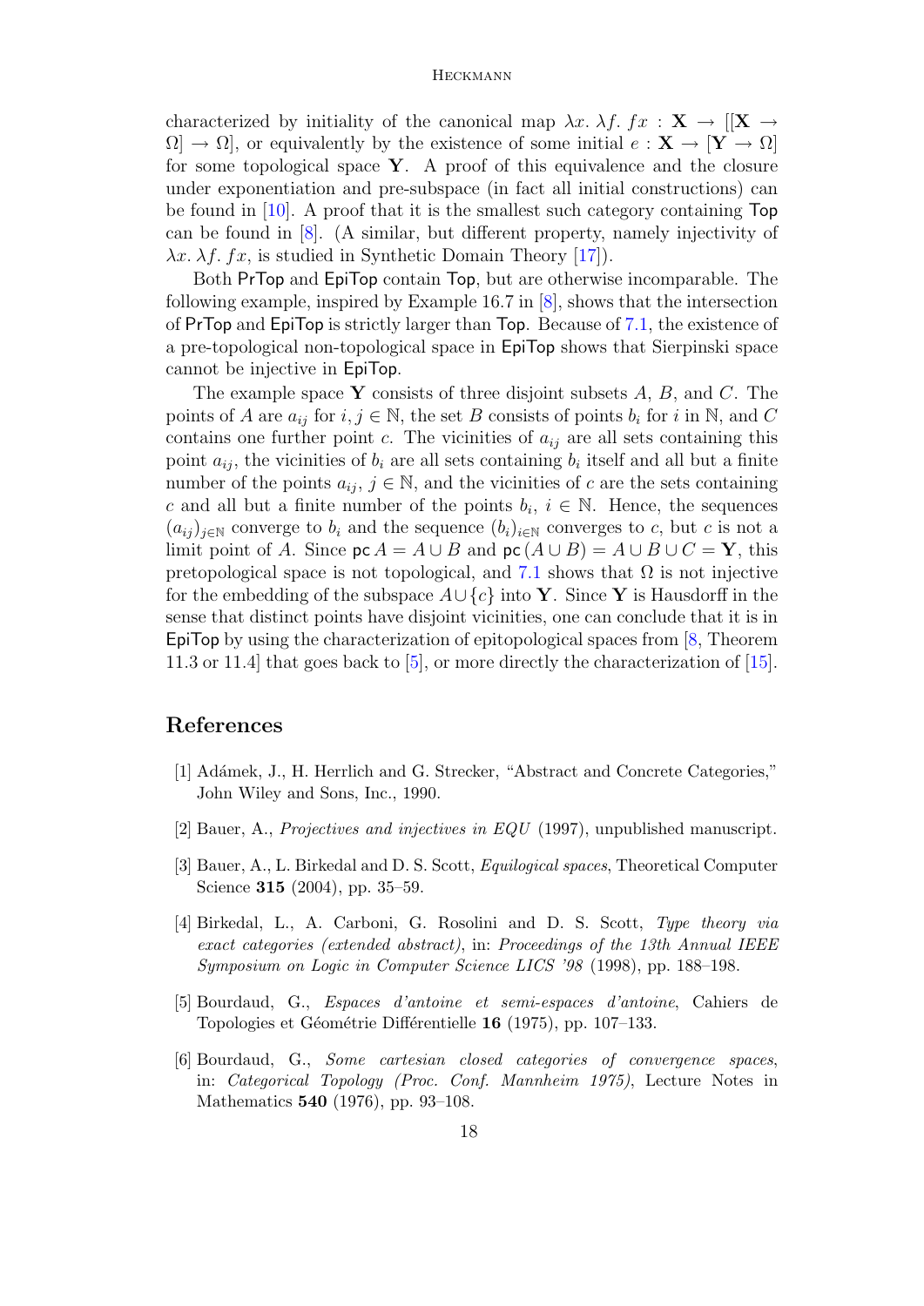characterized by initiality of the canonical map $\lambda x.\, \lambda f.\, fx : \mathbf{X} \to [[\mathbf{X} \to \Omega] \to \Omega]$, or equivalently by the existence of some initial $e : \mathbf{X} \to [\mathbf{Y} \to \Omega]$ for some topological space $\mathbf{Y}$. A proof of this equivalence and the closure under exponentiation and pre-subspace (in fact all initial constructions) can be found in [10]. A proof that it is the smallest such category containing Top can be found in [8]. (A similar, but different property, namely injectivity of $\lambda x.\, \lambda f.\, fx$, is studied in Synthetic Domain Theory [17]).

Both PrTop and EpiTop contain Top, but are otherwise incomparable. The following example, inspired by Example 16.7 in [8], shows that the intersection of PrTop and EpiTop is strictly larger than Top. Because of 7.1, the existence of a pre-topological non-topological space in EpiTop shows that Sierpinski space cannot be injective in EpiTop.

The example space $\mathbf{Y}$ consists of three disjoint subsets $A$, $B$, and $C$. The points of $A$ are $a_{ij}$ for $i, j \in \mathbb{N}$, the set $B$ consists of points $b_i$ for $i$ in $\mathbb{N}$, and $C$ contains one further point $c$. The vicinities of $a_{ij}$ are all sets containing this point $a_{ij}$, the vicinities of $b_i$ are all sets containing $b_i$ itself and all but a finite number of the points $a_{ij}$, $j \in \mathbb{N}$, and the vicinities of $c$ are the sets containing $c$ and all but a finite number of the points $b_i$, $i \in \mathbb{N}$. Hence, the sequences $(a_{ij})_{j \in \mathbb{N}}$ converge to $b_i$ and the sequence $(b_i)_{i \in \mathbb{N}}$ converges to $c$, but $c$ is not a limit point of $A$. Since $\mathsf{pc}\, A = A \cup B$ and $\mathsf{pc}\, (A \cup B) = A \cup B \cup C = \mathbf{Y}$, this pretopological space is not topological, and 7.1 shows that $\Omega$ is not injective for the embedding of the subspace $A \cup \{c\}$ into $\mathbf{Y}$. Since $\mathbf{Y}$ is Hausdorff in the sense that distinct points have disjoint vicinities, one can conclude that it is in EpiTop by using the characterization of epitopological spaces from [8, Theorem 11.3 or 11.4] that goes back to [5], or more directly the characterization of [15].

## References

[1] Adámek, J., H. Herrlich and G. Strecker, "Abstract and Concrete Categories," John Wiley and Sons, Inc., 1990.

[2] Bauer, A., *Projectives and injectives in EQU* (1997), unpublished manuscript.

[3] Bauer, A., L. Birkedal and D. S. Scott, *Equilogical spaces*, Theoretical Computer Science **315** (2004), pp. 35–59.

[4] Birkedal, L., A. Carboni, G. Rosolini and D. S. Scott, *Type theory via exact categories (extended abstract)*, in: *Proceedings of the 13th Annual IEEE Symposium on Logic in Computer Science LICS '98* (1998), pp. 188–198.

[5] Bourdaud, G., *Espaces d'antoine et semi-espaces d'antoine*, Cahiers de Topologies et Géométrie Différentielle **16** (1975), pp. 107–133.

[6] Bourdaud, G., *Some cartesian closed categories of convergence spaces*, in: *Categorical Topology (Proc. Conf. Mannheim 1975)*, Lecture Notes in Mathematics **540** (1976), pp. 93–108.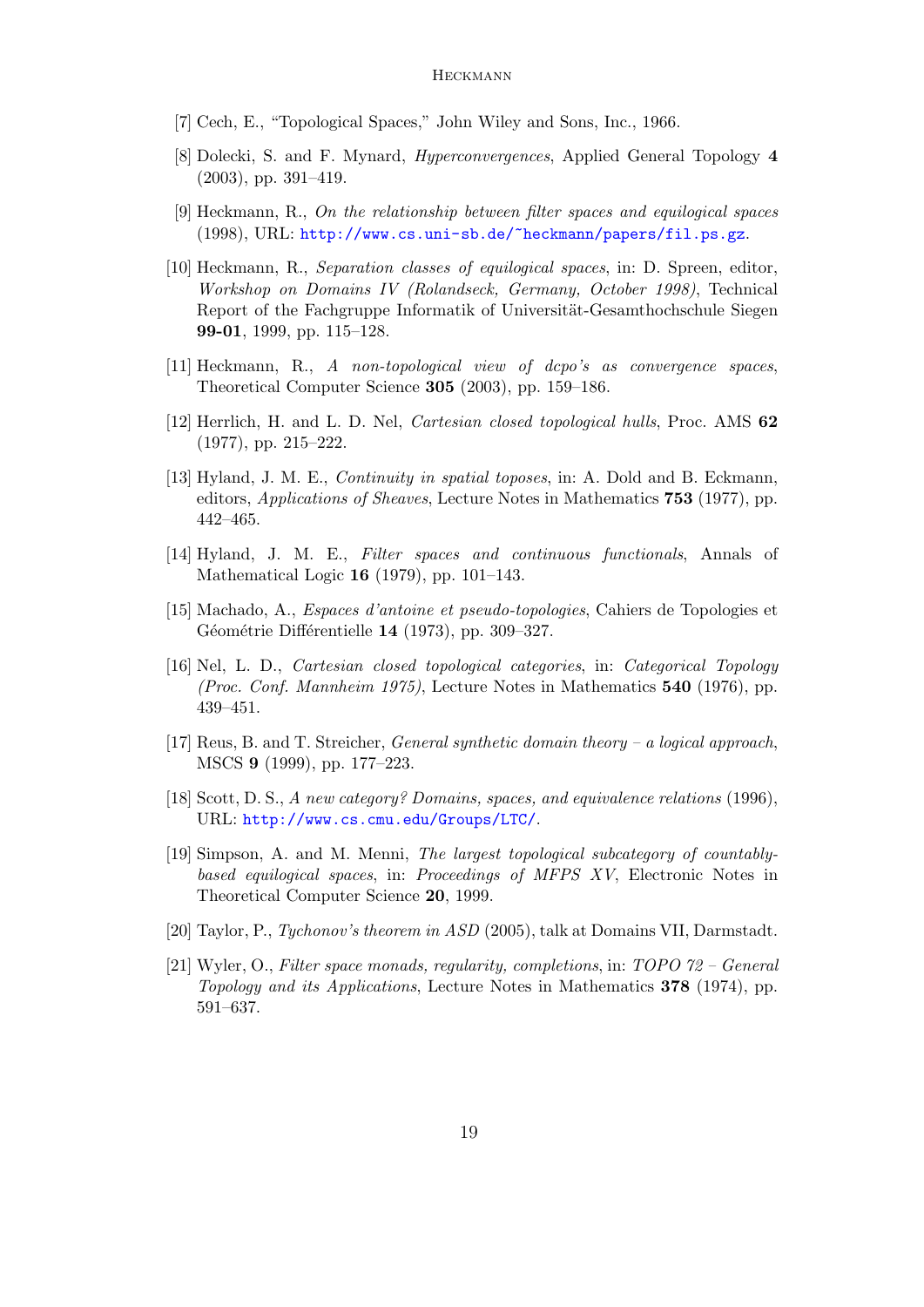[7] Cech, E., "Topological Spaces," John Wiley and Sons, Inc., 1966.

[8] Dolecki, S. and F. Mynard, *Hyperconvergences*, Applied General Topology **4** (2003), pp. 391–419.

[9] Heckmann, R., *On the relationship between filter spaces and equilogical spaces* (1998), URL: http://www.cs.uni-sb.de/~heckmann/papers/fil.ps.gz.

[10] Heckmann, R., *Separation classes of equilogical spaces*, in: D. Spreen, editor, *Workshop on Domains IV (Rolandseck, Germany, October 1998)*, Technical Report of the Fachgruppe Informatik of Universität-Gesamthochschule Siegen **99-01**, 1999, pp. 115–128.

[11] Heckmann, R., *A non-topological view of dcpo's as convergence spaces*, Theoretical Computer Science **305** (2003), pp. 159–186.

[12] Herrlich, H. and L. D. Nel, *Cartesian closed topological hulls*, Proc. AMS **62** (1977), pp. 215–222.

[13] Hyland, J. M. E., *Continuity in spatial toposes*, in: A. Dold and B. Eckmann, editors, *Applications of Sheaves*, Lecture Notes in Mathematics **753** (1977), pp. 442–465.

[14] Hyland, J. M. E., *Filter spaces and continuous functionals*, Annals of Mathematical Logic **16** (1979), pp. 101–143.

[15] Machado, A., *Espaces d'antoine et pseudo-topologies*, Cahiers de Topologies et Géométrie Différentielle **14** (1973), pp. 309–327.

[16] Nel, L. D., *Cartesian closed topological categories*, in: *Categorical Topology (Proc. Conf. Mannheim 1975)*, Lecture Notes in Mathematics **540** (1976), pp. 439–451.

[17] Reus, B. and T. Streicher, *General synthetic domain theory – a logical approach*, MSCS **9** (1999), pp. 177–223.

[18] Scott, D. S., *A new category? Domains, spaces, and equivalence relations* (1996), URL: http://www.cs.cmu.edu/Groups/LTC/.

[19] Simpson, A. and M. Menni, *The largest topological subcategory of countably-based equilogical spaces*, in: *Proceedings of MFPS XV*, Electronic Notes in Theoretical Computer Science **20**, 1999.

[20] Taylor, P., *Tychonov's theorem in ASD* (2005), talk at Domains VII, Darmstadt.

[21] Wyler, O., *Filter space monads, regularity, completions*, in: *TOPO 72 – General Topology and its Applications*, Lecture Notes in Mathematics **378** (1974), pp. 591–637.